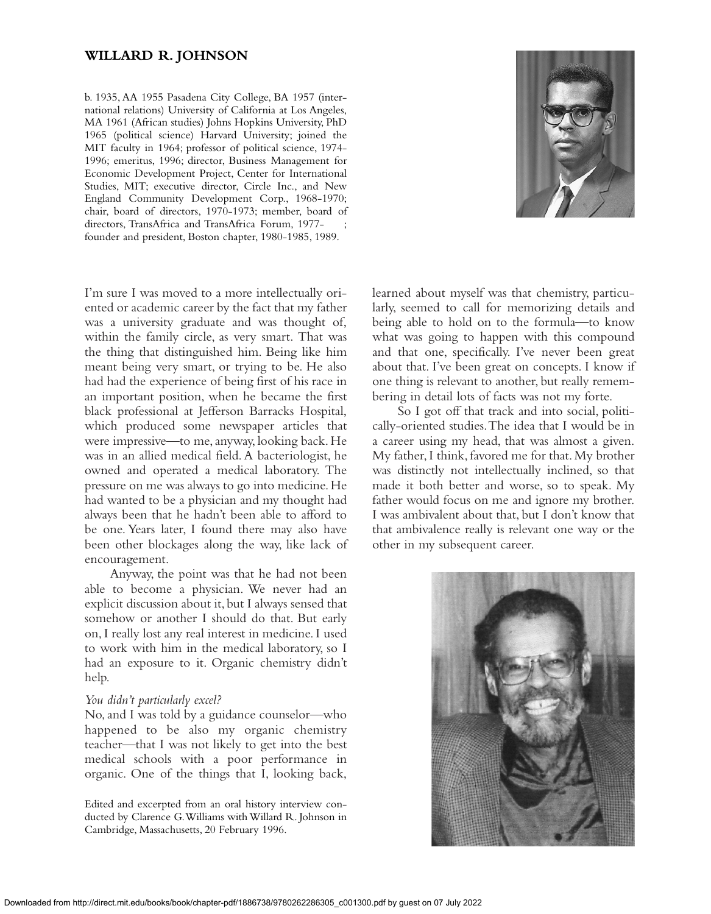## WILLARD R. JOHNSON

b. 1935, AA 1955 Pasadena City College, BA 1957 (international relations) University of California at Los Angeles, MA 1961 (African studies) Johns Hopkins University, PhD 1965 (political science) Harvard University; joined the MIT faculty in 1964; professor of political science, 1974-1996; emeritus, 1996; director, Business Management for Economic Development Project, Center for International Studies, MIT; executive director, Circle Inc., and New England Community Development Corp., 1968-1970; chair, board of directors, 1970-1973; member, board of directors, TransAfrica and TransAfrica Forum, 1977- ; founder and president, Boston chapter, 1980-1985, 1989.

I'm sure I was moved to a more intellectually oriented or academic career by the fact that my father was a university graduate and was thought of, within the family circle, as very smart. That was the thing that distinguished him. Being like him meant being very smart, or trying to be. He also had had the experience of being first of his race in an important position, when he became the first black professional at Jefferson Barracks Hospital, which produced some newspaper articles that were impressive—to me, anyway, looking back. He was in an allied medical field. A bacteriologist, he owned and operated a medical laboratory. The pressure on me was always to go into medicine. He had wanted to be a physician and my thought had always been that he hadn't been able to afford to be one. Years later, I found there may also have been other blockages along the way, like lack of encouragement.

Anyway, the point was that he had not been able to become a physician. We never had an explicit discussion about it, but I always sensed that somehow or another I should do that. But early on, I really lost any real interest in medicine. I used to work with him in the medical laboratory, so I had an exposure to it. Organic chemistry didn't help.

*You didn't particularly excel?*

No, and I was told by a guidance counselor—who happened to be also my organic chemistry teacher—that I was not likely to get into the best medical schools with a poor performance in organic. One of the things that I, looking back, learned about myself was that chemistry, particularly, seemed to call for memorizing details and being able to hold on to the formula—to know what was going to happen with this compound and that one, specifically. I've never been great about that. I've been great on concepts. I know if one thing is relevant to another, but really remembering in detail lots of facts was not my forte.

So I got off that track and into social, politically-oriented studies. The idea that I would be in a career using my head, that was almost a given. My father, I think, favored me for that. My brother was distinctly not intellectually inclined, so that made it both better and worse, so to speak. My father would focus on me and ignore my brother. I was ambivalent about that, but I don't know that that ambivalence really is relevant one way or the other in my subsequent career.

Edited and excerpted from an oral history interview conducted by Clarence G. Williams with Willard R. Johnson in Cambridge, Massachusetts, 20 February 1996.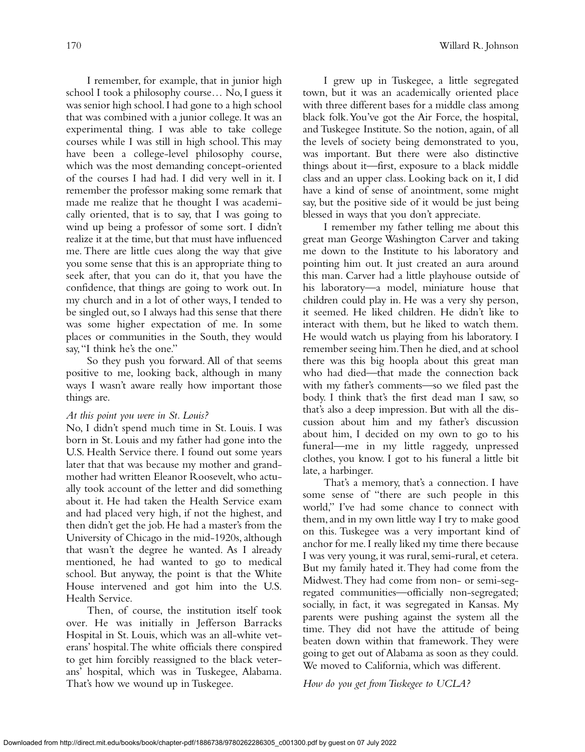I remember, for example, that in junior high school I took a philosophy course… No, I guess it was senior high school. I had gone to a high school that was combined with a junior college. It was an experimental thing. I was able to take college courses while I was still in high school. This may have been a college-level philosophy course, which was the most demanding concept-oriented of the courses I had had. I did very well in it. I remember the professor making some remark that made me realize that he thought I was academically oriented, that is to say, that I was going to wind up being a professor of some sort. I didn't realize it at the time, but that must have influenced me. There are little cues along the way that give you some sense that this is an appropriate thing to seek after, that you can do it, that you have the confidence, that things are going to work out. In my church and in a lot of other ways, I tended to be singled out, so I always had this sense that there was some higher expectation of me. In some places or communities in the South, they would say, "I think he's the one."

So they push you forward. All of that seems positive to me, looking back, although in many ways I wasn't aware really how important those things are.

*At this point you were in St. Louis?*

No, I didn't spend much time in St. Louis. I was born in St. Louis and my father had gone into the U.S. Health Service there. I found out some years later that that was because my mother and grandmother had written Eleanor Roosevelt, who actually took account of the letter and did something about it. He had taken the Health Service exam and had placed very high, if not the highest, and then didn't get the job. He had a master's from the University of Chicago in the mid-1920s, although that wasn't the degree he wanted. As I already mentioned, he had wanted to go to medical school. But anyway, the point is that the White House intervened and got him into the U.S. Health Service.

Then, of course, the institution itself took over. He was initially in Jefferson Barracks Hospital in St. Louis, which was an all-white veterans' hospital. The white officials there conspired to get him forcibly reassigned to the black veterans' hospital, which was in Tuskegee, Alabama. That's how we wound up in Tuskegee.

I grew up in Tuskegee, a little segregated town, but it was an academically oriented place with three different bases for a middle class among black folk. You've got the Air Force, the hospital, and Tuskegee Institute. So the notion, again, of all the levels of society being demonstrated to you, was important. But there were also distinctive things about it—first, exposure to a black middle class and an upper class. Looking back on it, I did have a kind of sense of anointment, some might say, but the positive side of it would be just being blessed in ways that you don't appreciate.

I remember my father telling me about this great man George Washington Carver and taking me down to the Institute to his laboratory and pointing him out. It just created an aura around this man. Carver had a little playhouse outside of his laboratory—a model, miniature house that children could play in. He was a very shy person, it seemed. He liked children. He didn't like to interact with them, but he liked to watch them. He would watch us playing from his laboratory. I remember seeing him. Then he died, and at school there was this big hoopla about this great man who had died—that made the connection back with my father's comments—so we filed past the body. I think that's the first dead man I saw, so that's also a deep impression. But with all the discussion about him and my father's discussion about him, I decided on my own to go to his funeral—me in my little raggedy, unpressed clothes, you know. I got to his funeral a little bit late, a harbinger.

That's a memory, that's a connection. I have some sense of "there are such people in this world," I've had some chance to connect with them, and in my own little way I try to make good on this. Tuskegee was a very important kind of anchor for me. I really liked my time there because I was very young, it was rural, semi-rural, et cetera. But my family hated it. They had come from the Midwest. They had come from non- or semi-segregated communities—officially non-segregated; socially, in fact, it was segregated in Kansas. My parents were pushing against the system all the time. They did not have the attitude of being beaten down within that framework. They were going to get out of Alabama as soon as they could. We moved to California, which was different.

*How do you get from Tuskegee to UCLA?*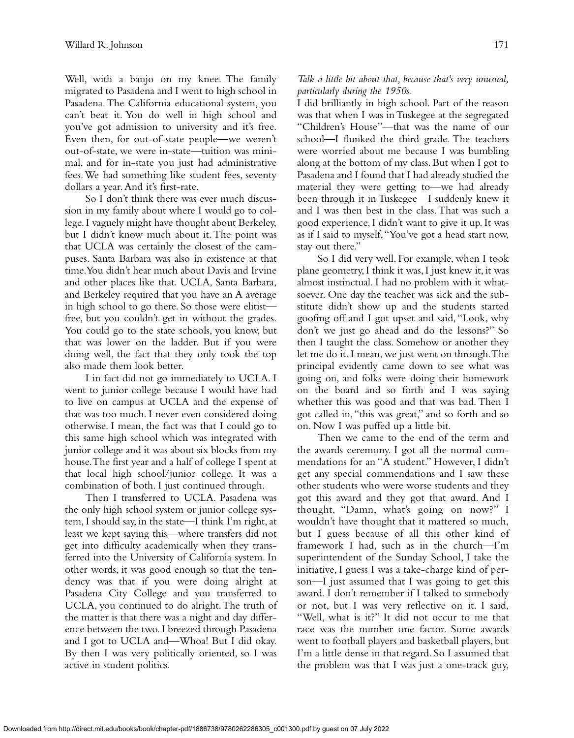Well, with a banjo on my knee. The family migrated to Pasadena and I went to high school in Pasadena. The California educational system, you can't beat it. You do well in high school and you've got admission to university and it's free. Even then, for out-of-state people—we weren't out-of-state, we were in-state—tuition was minimal, and for in-state you just had administrative fees. We had something like student fees, seventy dollars a year. And it's first-rate.

So I don't think there was ever much discussion in my family about where I would go to college. I vaguely might have thought about Berkeley, but I didn't know much about it. The point was that UCLA was certainly the closest of the campuses. Santa Barbara was also in existence at that time. You didn't hear much about Davis and Irvine and other places like that. UCLA, Santa Barbara, and Berkeley required that you have an A average in high school to go there. So those were elitist—free, but you couldn't get in without the grades. You could go to the state schools, you know, but that was lower on the ladder. But if you were doing well, the fact that they only took the top also made them look better.

I in fact did not go immediately to UCLA. I went to junior college because I would have had to live on campus at UCLA and the expense of that was too much. I never even considered doing otherwise. I mean, the fact was that I could go to this same high school which was integrated with junior college and it was about six blocks from my house. The first year and a half of college I spent at that local high school/junior college. It was a combination of both. I just continued through.

Then I transferred to UCLA. Pasadena was the only high school system or junior college system, I should say, in the state—I think I'm right, at least we kept saying this—where transfers did not get into difficulty academically when they transferred into the University of California system. In other words, it was good enough so that the tendency was that if you were doing alright at Pasadena City College and you transferred to UCLA, you continued to do alright. The truth of the matter is that there was a night and day difference between the two. I breezed through Pasadena and I got to UCLA and—Whoa! But I did okay. By then I was very politically oriented, so I was active in student politics.

*Talk a little bit about that, because that's very unusual, particularly during the 1950s.*

I did brilliantly in high school. Part of the reason was that when I was in Tuskegee at the segregated "Children's House"—that was the name of our school—I flunked the third grade. The teachers were worried about me because I was bumbling along at the bottom of my class. But when I got to Pasadena and I found that I had already studied the material they were getting to—we had already been through it in Tuskegee—I suddenly knew it and I was then best in the class. That was such a good experience, I didn't want to give it up. It was as if I said to myself, "You've got a head start now, stay out there."

So I did very well. For example, when I took plane geometry, I think it was, I just knew it, it was almost instinctual. I had no problem with it whatsoever. One day the teacher was sick and the substitute didn't show up and the students started goofing off and I got upset and said, "Look, why don't we just go ahead and do the lessons?" So then I taught the class. Somehow or another they let me do it. I mean, we just went on through. The principal evidently came down to see what was going on, and folks were doing their homework on the board and so forth and I was saying whether this was good and that was bad. Then I got called in, "this was great," and so forth and so on. Now I was puffed up a little bit.

Then we came to the end of the term and the awards ceremony. I got all the normal commendations for an "A student." However, I didn't get any special commendations and I saw these other students who were worse students and they got this award and they got that award. And I thought, "Damn, what's going on now?" I wouldn't have thought that it mattered so much, but I guess because of all this other kind of framework I had, such as in the church—I'm superintendent of the Sunday School, I take the initiative, I guess I was a take-charge kind of person—I just assumed that I was going to get this award. I don't remember if I talked to somebody or not, but I was very reflective on it. I said, "Well, what is it?" It did not occur to me that race was the number one factor. Some awards went to football players and basketball players, but I'm a little dense in that regard. So I assumed that the problem was that I was just a one-track guy,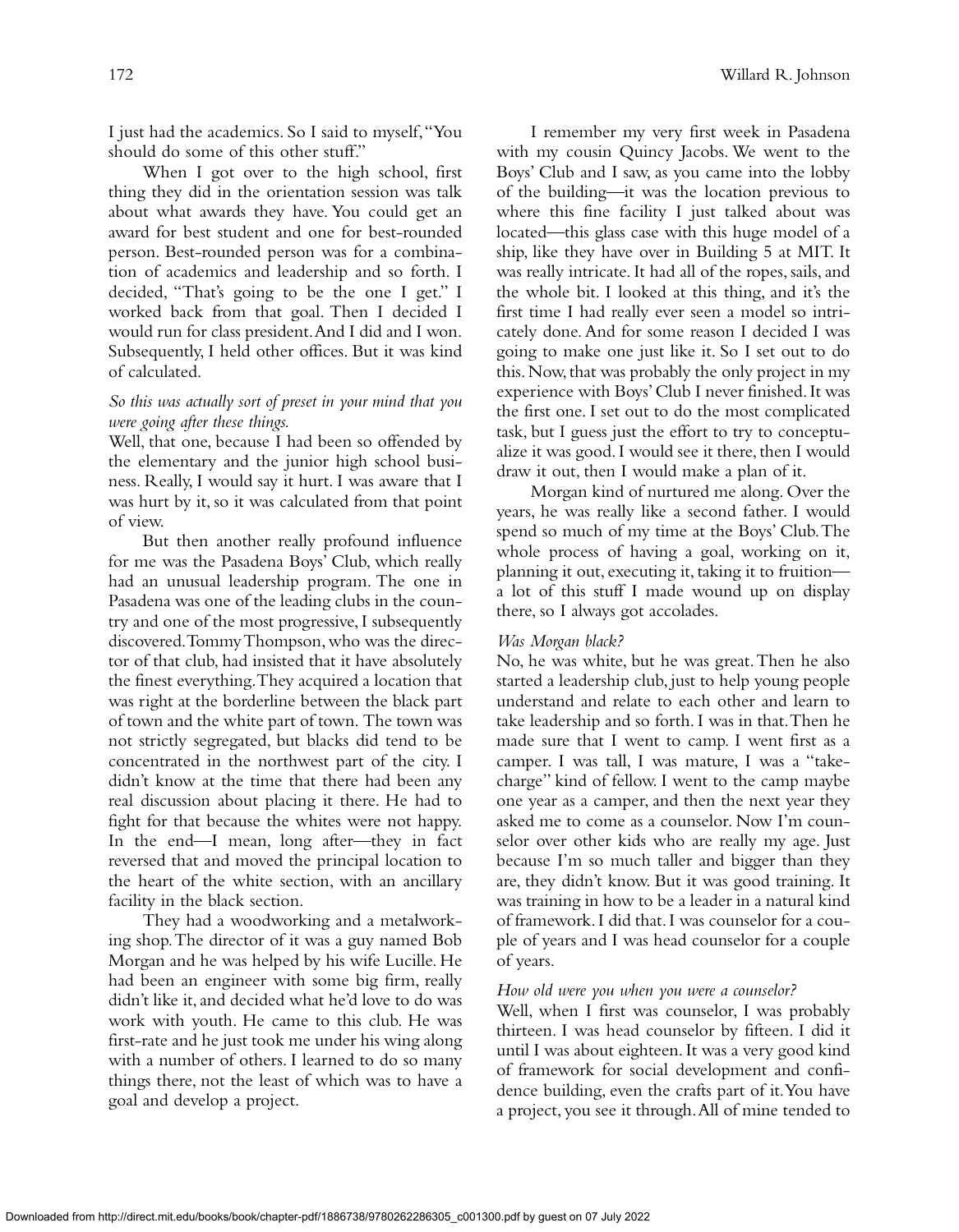I just had the academics. So I said to myself, "You should do some of this other stuff."

When I got over to the high school, first thing they did in the orientation session was talk about what awards they have. You could get an award for best student and one for best-rounded person. Best-rounded person was for a combination of academics and leadership and so forth. I decided, "That's going to be the one I get." I worked back from that goal. Then I decided I would run for class president. And I did and I won. Subsequently, I held other offices. But it was kind of calculated.

*So this was actually sort of preset in your mind that you were going after these things.*

Well, that one, because I had been so offended by the elementary and the junior high school business. Really, I would say it hurt. I was aware that I was hurt by it, so it was calculated from that point of view.

But then another really profound influence for me was the Pasadena Boys' Club, which really had an unusual leadership program. The one in Pasadena was one of the leading clubs in the country and one of the most progressive, I subsequently discovered. Tommy Thompson, who was the director of that club, had insisted that it have absolutely the finest everything. They acquired a location that was right at the borderline between the black part of town and the white part of town. The town was not strictly segregated, but blacks did tend to be concentrated in the northwest part of the city. I didn't know at the time that there had been any real discussion about placing it there. He had to fight for that because the whites were not happy. In the end—I mean, long after—they in fact reversed that and moved the principal location to the heart of the white section, with an ancillary facility in the black section.

They had a woodworking and a metalworking shop. The director of it was a guy named Bob Morgan and he was helped by his wife Lucille. He had been an engineer with some big firm, really didn't like it, and decided what he'd love to do was work with youth. He came to this club. He was first-rate and he just took me under his wing along with a number of others. I learned to do so many things there, not the least of which was to have a goal and develop a project.

I remember my very first week in Pasadena with my cousin Quincy Jacobs. We went to the Boys' Club and I saw, as you came into the lobby of the building—it was the location previous to where this fine facility I just talked about was located—this glass case with this huge model of a ship, like they have over in Building 5 at MIT. It was really intricate. It had all of the ropes, sails, and the whole bit. I looked at this thing, and it's the first time I had really ever seen a model so intricately done. And for some reason I decided I was going to make one just like it. So I set out to do this. Now, that was probably the only project in my experience with Boys' Club I never finished. It was the first one. I set out to do the most complicated task, but I guess just the effort to try to conceptualize it was good. I would see it there, then I would draw it out, then I would make a plan of it.

Morgan kind of nurtured me along. Over the years, he was really like a second father. I would spend so much of my time at the Boys' Club. The whole process of having a goal, working on it, planning it out, executing it, taking it to fruition—a lot of this stuff I made wound up on display there, so I always got accolades.

*Was Morgan black?*

No, he was white, but he was great. Then he also started a leadership club, just to help young people understand and relate to each other and learn to take leadership and so forth. I was in that. Then he made sure that I went to camp. I went first as a camper. I was tall, I was mature, I was a "take-charge" kind of fellow. I went to the camp maybe one year as a camper, and then the next year they asked me to come as a counselor. Now I'm counselor over other kids who are really my age. Just because I'm so much taller and bigger than they are, they didn't know. But it was good training. It was training in how to be a leader in a natural kind of framework. I did that. I was counselor for a couple of years and I was head counselor for a couple of years.

*How old were you when you were a counselor?*

Well, when I first was counselor, I was probably thirteen. I was head counselor by fifteen. I did it until I was about eighteen. It was a very good kind of framework for social development and confidence building, even the crafts part of it. You have a project, you see it through. All of mine tended to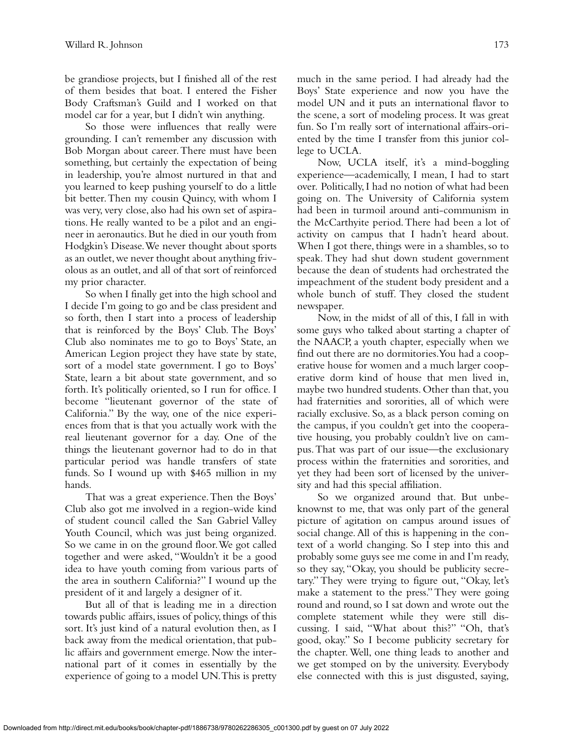be grandiose projects, but I finished all of the rest of them besides that boat. I entered the Fisher Body Craftsman's Guild and I worked on that model car for a year, but I didn't win anything.

So those were influences that really were grounding. I can't remember any discussion with Bob Morgan about career. There must have been something, but certainly the expectation of being in leadership, you're almost nurtured in that and you learned to keep pushing yourself to do a little bit better. Then my cousin Quincy, with whom I was very, very close, also had his own set of aspirations. He really wanted to be a pilot and an engineer in aeronautics. But he died in our youth from Hodgkin's Disease. We never thought about sports as an outlet, we never thought about anything frivolous as an outlet, and all of that sort of reinforced my prior character.

So when I finally get into the high school and I decide I'm going to go and be class president and so forth, then I start into a process of leadership that is reinforced by the Boys' Club. The Boys' Club also nominates me to go to Boys' State, an American Legion project they have state by state, sort of a model state government. I go to Boys' State, learn a bit about state government, and so forth. It's politically oriented, so I run for office. I become "lieutenant governor of the state of California." By the way, one of the nice experiences from that is that you actually work with the real lieutenant governor for a day. One of the things the lieutenant governor had to do in that particular period was handle transfers of state funds. So I wound up with \$465 million in my hands.

That was a great experience. Then the Boys' Club also got me involved in a region-wide kind of student council called the San Gabriel Valley Youth Council, which was just being organized. So we came in on the ground floor. We got called together and were asked, "Wouldn't it be a good idea to have youth coming from various parts of the area in southern California?" I wound up the president of it and largely a designer of it.

But all of that is leading me in a direction towards public affairs, issues of policy, things of this sort. It's just kind of a natural evolution then, as I back away from the medical orientation, that public affairs and government emerge. Now the international part of it comes in essentially by the experience of going to a model UN. This is pretty much in the same period. I had already had the Boys' State experience and now you have the model UN and it puts an international flavor to the scene, a sort of modeling process. It was great fun. So I'm really sort of international affairs-oriented by the time I transfer from this junior college to UCLA.

Now, UCLA itself, it's a mind-boggling experience—academically, I mean, I had to start over. Politically, I had no notion of what had been going on. The University of California system had been in turmoil around anti-communism in the McCarthyite period. There had been a lot of activity on campus that I hadn't heard about. When I got there, things were in a shambles, so to speak. They had shut down student government because the dean of students had orchestrated the impeachment of the student body president and a whole bunch of stuff. They closed the student newspaper.

Now, in the midst of all of this, I fall in with some guys who talked about starting a chapter of the NAACP, a youth chapter, especially when we find out there are no dormitories. You had a cooperative house for women and a much larger cooperative dorm kind of house that men lived in, maybe two hundred students. Other than that, you had fraternities and sororities, all of which were racially exclusive. So, as a black person coming on the campus, if you couldn't get into the cooperative housing, you probably couldn't live on campus. That was part of our issue—the exclusionary process within the fraternities and sororities, and yet they had been sort of licensed by the university and had this special affiliation.

So we organized around that. But unbeknownst to me, that was only part of the general picture of agitation on campus around issues of social change. All of this is happening in the context of a world changing. So I step into this and probably some guys see me come in and I'm ready, so they say, "Okay, you should be publicity secretary." They were trying to figure out, "Okay, let's make a statement to the press." They were going round and round, so I sat down and wrote out the complete statement while they were still discussing. I said, "What about this?" "Oh, that's good, okay." So I become publicity secretary for the chapter. Well, one thing leads to another and we get stomped on by the university. Everybody else connected with this is just disgusted, saying,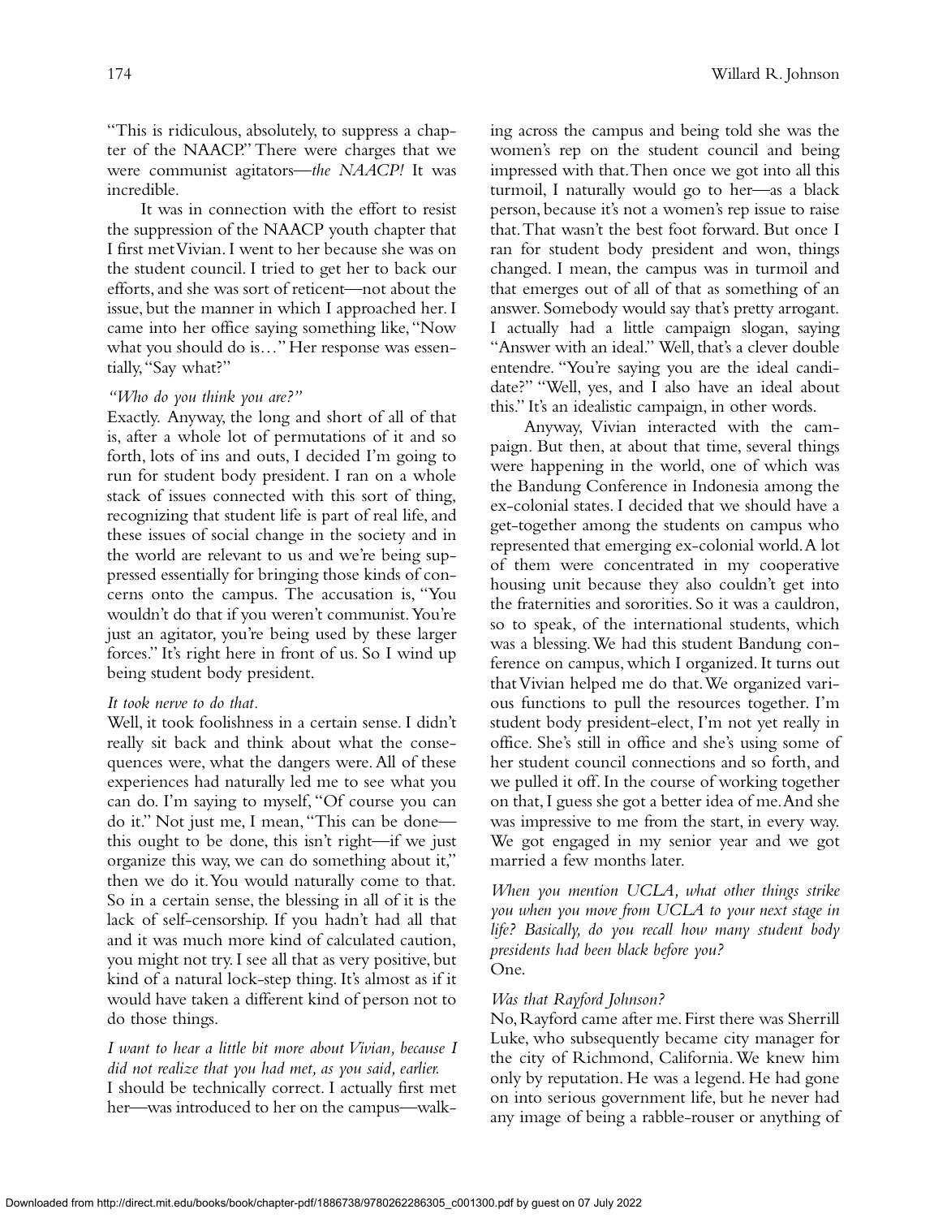"This is ridiculous, absolutely, to suppress a chapter of the NAACP." There were charges that we were communist agitators—*the NAACP!* It was incredible.

It was in connection with the effort to resist the suppression of the NAACP youth chapter that I first met Vivian. I went to her because she was on the student council. I tried to get her to back our efforts, and she was sort of reticent—not about the issue, but the manner in which I approached her. I came into her office saying something like, "Now what you should do is…" Her response was essentially, "Say what?"

*"Who do you think you are?"*

Exactly. Anyway, the long and short of all of that is, after a whole lot of permutations of it and so forth, lots of ins and outs, I decided I'm going to run for student body president. I ran on a whole stack of issues connected with this sort of thing, recognizing that student life is part of real life, and these issues of social change in the society and in the world are relevant to us and we're being suppressed essentially for bringing those kinds of concerns onto the campus. The accusation is, "You wouldn't do that if you weren't communist. You're just an agitator, you're being used by these larger forces." It's right here in front of us. So I wind up being student body president.

*It took nerve to do that.*

Well, it took foolishness in a certain sense. I didn't really sit back and think about what the consequences were, what the dangers were. All of these experiences had naturally led me to see what you can do. I'm saying to myself, "Of course you can do it." Not just me, I mean, "This can be done—this ought to be done, this isn't right—if we just organize this way, we can do something about it," then we do it. You would naturally come to that. So in a certain sense, the blessing in all of it is the lack of self-censorship. If you hadn't had all that and it was much more kind of calculated caution, you might not try. I see all that as very positive, but kind of a natural lock-step thing. It's almost as if it would have taken a different kind of person not to do those things.

*I want to hear a little bit more about Vivian, because I did not realize that you had met, as you said, earlier.*

I should be technically correct. I actually first met her—was introduced to her on the campus—walking across the campus and being told she was the women's rep on the student council and being impressed with that. Then once we got into all this turmoil, I naturally would go to her—as a black person, because it's not a women's rep issue to raise that. That wasn't the best foot forward. But once I ran for student body president and won, things changed. I mean, the campus was in turmoil and that emerges out of all of that as something of an answer. Somebody would say that's pretty arrogant. I actually had a little campaign slogan, saying "Answer with an ideal." Well, that's a clever double entendre. "You're saying you are the ideal candidate?" "Well, yes, and I also have an ideal about this." It's an idealistic campaign, in other words.

Anyway, Vivian interacted with the campaign. But then, at about that time, several things were happening in the world, one of which was the Bandung Conference in Indonesia among the ex-colonial states. I decided that we should have a get-together among the students on campus who represented that emerging ex-colonial world. A lot of them were concentrated in my cooperative housing unit because they also couldn't get into the fraternities and sororities. So it was a cauldron, so to speak, of the international students, which was a blessing. We had this student Bandung conference on campus, which I organized. It turns out that Vivian helped me do that. We organized various functions to pull the resources together. I'm student body president-elect, I'm not yet really in office. She's still in office and she's using some of her student council connections and so forth, and we pulled it off. In the course of working together on that, I guess she got a better idea of me. And she was impressive to me from the start, in every way. We got engaged in my senior year and we got married a few months later.

*When you mention UCLA, what other things strike you when you move from UCLA to your next stage in life? Basically, do you recall how many student body presidents had been black before you?*

One.

*Was that Rayford Johnson?*

No, Rayford came after me. First there was Sherrill Luke, who subsequently became city manager for the city of Richmond, California. We knew him only by reputation. He was a legend. He had gone on into serious government life, but he never had any image of being a rabble-rouser or anything of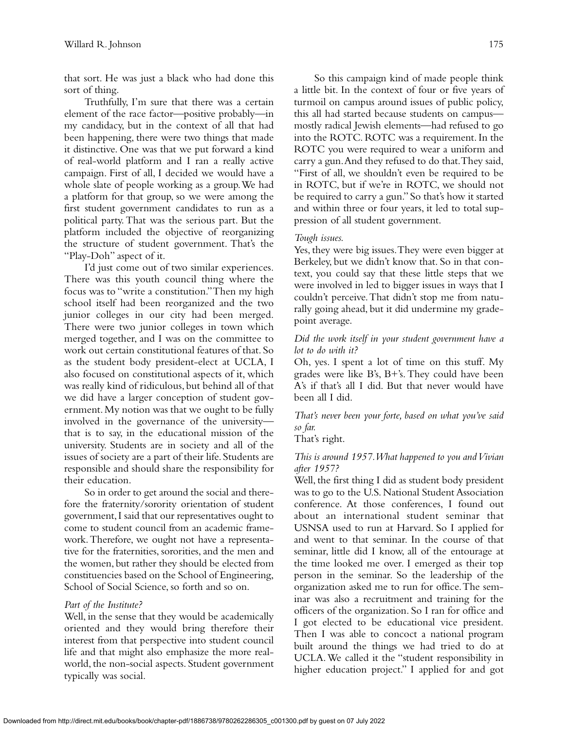that sort. He was just a black who had done this sort of thing.

Truthfully, I'm sure that there was a certain element of the race factor—positive probably—in my candidacy, but in the context of all that had been happening, there were two things that made it distinctive. One was that we put forward a kind of real-world platform and I ran a really active campaign. First of all, I decided we would have a whole slate of people working as a group. We had a platform for that group, so we were among the first student government candidates to run as a political party. That was the serious part. But the platform included the objective of reorganizing the structure of student government. That's the "Play-Doh" aspect of it.

I'd just come out of two similar experiences. There was this youth council thing where the focus was to "write a constitution." Then my high school itself had been reorganized and the two junior colleges in our city had been merged. There were two junior colleges in town which merged together, and I was on the committee to work out certain constitutional features of that. So as the student body president-elect at UCLA, I also focused on constitutional aspects of it, which was really kind of ridiculous, but behind all of that we did have a larger conception of student government. My notion was that we ought to be fully involved in the governance of the university—that is to say, in the educational mission of the university. Students are in society and all of the issues of society are a part of their life. Students are responsible and should share the responsibility for their education.

So in order to get around the social and therefore the fraternity/sorority orientation of student government, I said that our representatives ought to come to student council from an academic framework. Therefore, we ought not have a representative for the fraternities, sororities, and the men and the women, but rather they should be elected from constituencies based on the School of Engineering, School of Social Science, so forth and so on.

*Part of the Institute?*

Well, in the sense that they would be academically oriented and they would bring therefore their interest from that perspective into student council life and that might also emphasize the more real-world, the non-social aspects. Student government typically was social.

So this campaign kind of made people think a little bit. In the context of four or five years of turmoil on campus around issues of public policy, this all had started because students on campus—mostly radical Jewish elements—had refused to go into the ROTC. ROTC was a requirement. In the ROTC you were required to wear a uniform and carry a gun. And they refused to do that. They said, "First of all, we shouldn't even be required to be in ROTC, but if we're in ROTC, we should not be required to carry a gun." So that's how it started and within three or four years, it led to total suppression of all student government.

*Tough issues.*

Yes, they were big issues. They were even bigger at Berkeley, but we didn't know that. So in that context, you could say that these little steps that we were involved in led to bigger issues in ways that I couldn't perceive. That didn't stop me from naturally going ahead, but it did undermine my grade-point average.

*Did the work itself in your student government have a lot to do with it?*

Oh, yes. I spent a lot of time on this stuff. My grades were like B's, B+'s. They could have been A's if that's all I did. But that never would have been all I did.

*That's never been your forte, based on what you've said so far.*

That's right.

*This is around 1957. What happened to you and Vivian after 1957?*

Well, the first thing I did as student body president was to go to the U.S. National Student Association conference. At those conferences, I found out about an international student seminar that USNSA used to run at Harvard. So I applied for and went to that seminar. In the course of that seminar, little did I know, all of the entourage at the time looked me over. I emerged as their top person in the seminar. So the leadership of the organization asked me to run for office. The seminar was also a recruitment and training for the officers of the organization. So I ran for office and I got elected to be educational vice president. Then I was able to concoct a national program built around the things we had tried to do at UCLA. We called it the "student responsibility in higher education project." I applied for and got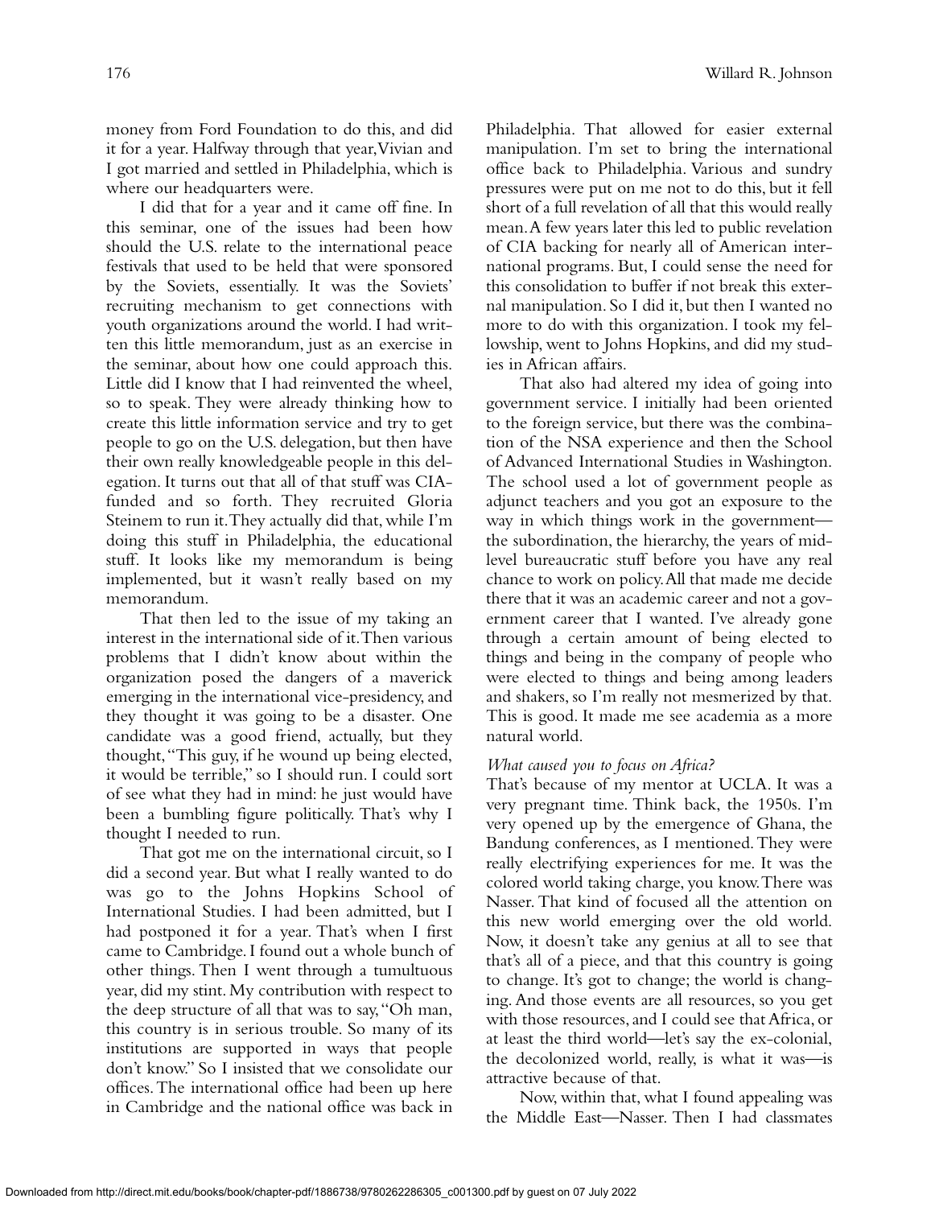money from Ford Foundation to do this, and did it for a year. Halfway through that year, Vivian and I got married and settled in Philadelphia, which is where our headquarters were.

I did that for a year and it came off fine. In this seminar, one of the issues had been how should the U.S. relate to the international peace festivals that used to be held that were sponsored by the Soviets, essentially. It was the Soviets' recruiting mechanism to get connections with youth organizations around the world. I had written this little memorandum, just as an exercise in the seminar, about how one could approach this. Little did I know that I had reinvented the wheel, so to speak. They were already thinking how to create this little information service and try to get people to go on the U.S. delegation, but then have their own really knowledgeable people in this delegation. It turns out that all of that stuff was CIA-funded and so forth. They recruited Gloria Steinem to run it. They actually did that, while I'm doing this stuff in Philadelphia, the educational stuff. It looks like my memorandum is being implemented, but it wasn't really based on my memorandum.

That then led to the issue of my taking an interest in the international side of it. Then various problems that I didn't know about within the organization posed the dangers of a maverick emerging in the international vice-presidency, and they thought it was going to be a disaster. One candidate was a good friend, actually, but they thought, "This guy, if he wound up being elected, it would be terrible," so I should run. I could sort of see what they had in mind: he just would have been a bumbling figure politically. That's why I thought I needed to run.

That got me on the international circuit, so I did a second year. But what I really wanted to do was go to the Johns Hopkins School of International Studies. I had been admitted, but I had postponed it for a year. That's when I first came to Cambridge. I found out a whole bunch of other things. Then I went through a tumultuous year, did my stint. My contribution with respect to the deep structure of all that was to say, "Oh man, this country is in serious trouble. So many of its institutions are supported in ways that people don't know." So I insisted that we consolidate our offices. The international office had been up here in Cambridge and the national office was back in Philadelphia. That allowed for easier external manipulation. I'm set to bring the international office back to Philadelphia. Various and sundry pressures were put on me not to do this, but it fell short of a full revelation of all that this would really mean. A few years later this led to public revelation of CIA backing for nearly all of American international programs. But, I could sense the need for this consolidation to buffer if not break this external manipulation. So I did it, but then I wanted no more to do with this organization. I took my fellowship, went to Johns Hopkins, and did my studies in African affairs.

That also had altered my idea of going into government service. I initially had been oriented to the foreign service, but there was the combination of the NSA experience and then the School of Advanced International Studies in Washington. The school used a lot of government people as adjunct teachers and you got an exposure to the way in which things work in the government—the subordination, the hierarchy, the years of mid-level bureaucratic stuff before you have any real chance to work on policy. All that made me decide there that it was an academic career and not a government career that I wanted. I've already gone through a certain amount of being elected to things and being in the company of people who were elected to things and being among leaders and shakers, so I'm really not mesmerized by that. This is good. It made me see academia as a more natural world.

*What caused you to focus on Africa?*

That's because of my mentor at UCLA. It was a very pregnant time. Think back, the 1950s. I'm very opened up by the emergence of Ghana, the Bandung conferences, as I mentioned. They were really electrifying experiences for me. It was the colored world taking charge, you know. There was Nasser. That kind of focused all the attention on this new world emerging over the old world. Now, it doesn't take any genius at all to see that that's all of a piece, and that this country is going to change. It's got to change; the world is changing. And those events are all resources, so you get with those resources, and I could see that Africa, or at least the third world—let's say the ex-colonial, the decolonized world, really, is what it was—is attractive because of that.

Now, within that, what I found appealing was the Middle East—Nasser. Then I had classmates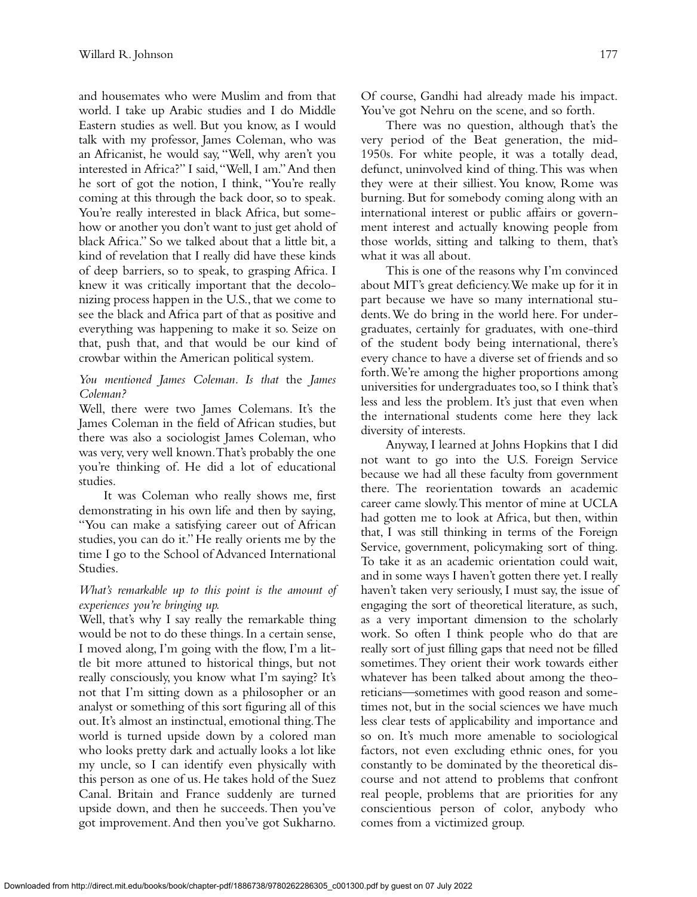and housemates who were Muslim and from that world. I take up Arabic studies and I do Middle Eastern studies as well. But you know, as I would talk with my professor, James Coleman, who was an Africanist, he would say, "Well, why aren't you interested in Africa?" I said, "Well, I am." And then he sort of got the notion, I think, "You're really coming at this through the back door, so to speak. You're really interested in black Africa, but somehow or another you don't want to just get ahold of black Africa." So we talked about that a little bit, a kind of revelation that I really did have these kinds of deep barriers, so to speak, to grasping Africa. I knew it was critically important that the decolonizing process happen in the U.S., that we come to see the black and Africa part of that as positive and everything was happening to make it so. Seize on that, push that, and that would be our kind of crowbar within the American political system.

*You mentioned James Coleman. Is that* the *James Coleman?*

Well, there were two James Colemans. It's the James Coleman in the field of African studies, but there was also a sociologist James Coleman, who was very, very well known. That's probably the one you're thinking of. He did a lot of educational studies.

It was Coleman who really shows me, first demonstrating in his own life and then by saying, "You can make a satisfying career out of African studies, you can do it." He really orients me by the time I go to the School of Advanced International Studies.

*What's remarkable up to this point is the amount of experiences you're bringing up.*

Well, that's why I say really the remarkable thing would be not to do these things. In a certain sense, I moved along, I'm going with the flow, I'm a little bit more attuned to historical things, but not really consciously, you know what I'm saying? It's not that I'm sitting down as a philosopher or an analyst or something of this sort figuring all of this out. It's almost an instinctual, emotional thing. The world is turned upside down by a colored man who looks pretty dark and actually looks a lot like my uncle, so I can identify even physically with this person as one of us. He takes hold of the Suez Canal. Britain and France suddenly are turned upside down, and then he succeeds. Then you've got improvement. And then you've got Sukharno. Of course, Gandhi had already made his impact. You've got Nehru on the scene, and so forth.

There was no question, although that's the very period of the Beat generation, the mid-1950s. For white people, it was a totally dead, defunct, uninvolved kind of thing. This was when they were at their silliest. You know, Rome was burning. But for somebody coming along with an international interest or public affairs or government interest and actually knowing people from those worlds, sitting and talking to them, that's what it was all about.

This is one of the reasons why I'm convinced about MIT's great deficiency. We make up for it in part because we have so many international students. We do bring in the world here. For undergraduates, certainly for graduates, with one-third of the student body being international, there's every chance to have a diverse set of friends and so forth. We're among the higher proportions among universities for undergraduates too, so I think that's less and less the problem. It's just that even when the international students come here they lack diversity of interests.

Anyway, I learned at Johns Hopkins that I did not want to go into the U.S. Foreign Service because we had all these faculty from government there. The reorientation towards an academic career came slowly. This mentor of mine at UCLA had gotten me to look at Africa, but then, within that, I was still thinking in terms of the Foreign Service, government, policymaking sort of thing. To take it as an academic orientation could wait, and in some ways I haven't gotten there yet. I really haven't taken very seriously, I must say, the issue of engaging the sort of theoretical literature, as such, as a very important dimension to the scholarly work. So often I think people who do that are really sort of just filling gaps that need not be filled sometimes. They orient their work towards either whatever has been talked about among the theoreticians—sometimes with good reason and sometimes not, but in the social sciences we have much less clear tests of applicability and importance and so on. It's much more amenable to sociological factors, not even excluding ethnic ones, for you constantly to be dominated by the theoretical discourse and not attend to problems that confront real people, problems that are priorities for any conscientious person of color, anybody who comes from a victimized group.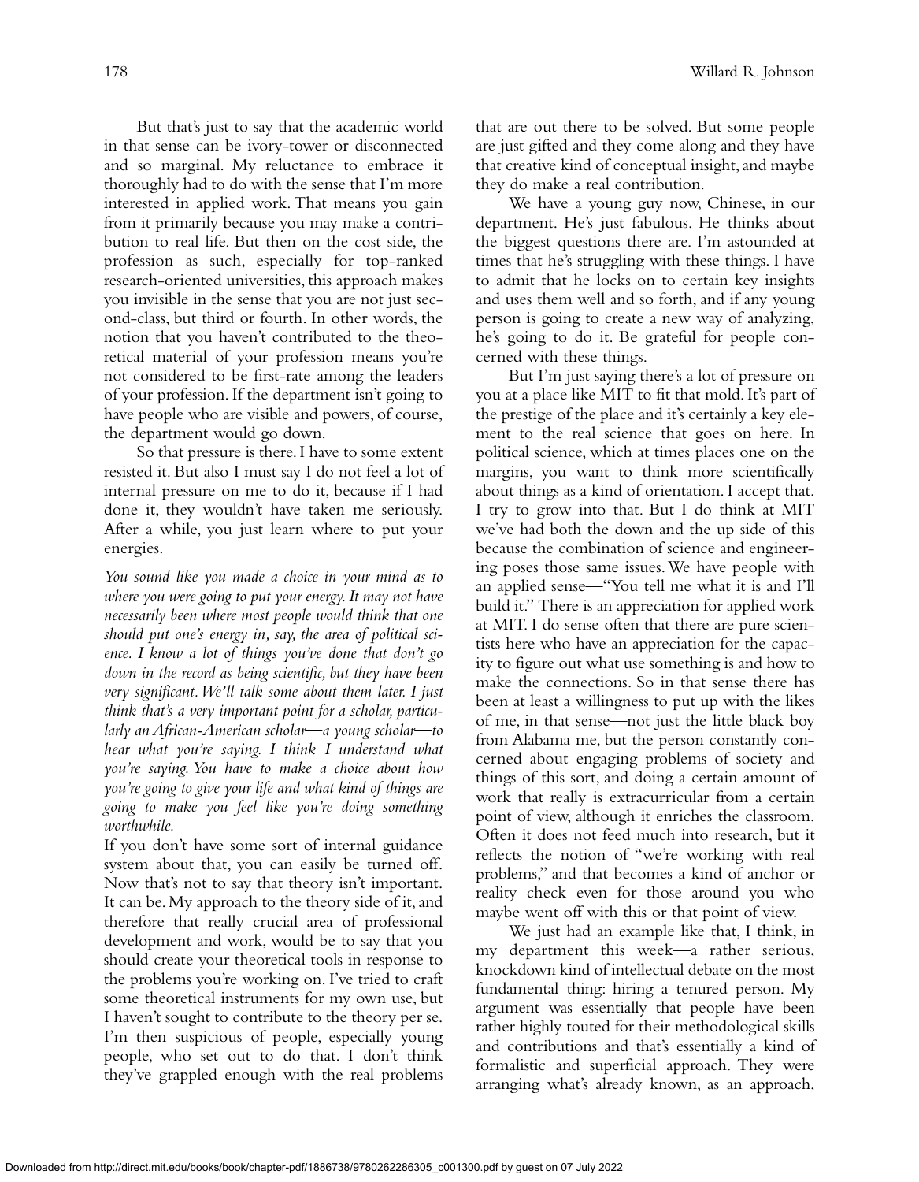But that's just to say that the academic world in that sense can be ivory-tower or disconnected and so marginal. My reluctance to embrace it thoroughly had to do with the sense that I'm more interested in applied work. That means you gain from it primarily because you may make a contribution to real life. But then on the cost side, the profession as such, especially for top-ranked research-oriented universities, this approach makes you invisible in the sense that you are not just second-class, but third or fourth. In other words, the notion that you haven't contributed to the theoretical material of your profession means you're not considered to be first-rate among the leaders of your profession. If the department isn't going to have people who are visible and powers, of course, the department would go down.

So that pressure is there. I have to some extent resisted it. But also I must say I do not feel a lot of internal pressure on me to do it, because if I had done it, they wouldn't have taken me seriously. After a while, you just learn where to put your energies.

*You sound like you made a choice in your mind as to where you were going to put your energy. It may not have necessarily been where most people would think that one should put one's energy in, say, the area of political science. I know a lot of things you've done that don't go down in the record as being scientific, but they have been very significant. We'll talk some about them later. I just think that's a very important point for a scholar, particularly an African-American scholar—a young scholar—to hear what you're saying. I think I understand what you're saying. You have to make a choice about how you're going to give your life and what kind of things are going to make you feel like you're doing something worthwhile.*

If you don't have some sort of internal guidance system about that, you can easily be turned off. Now that's not to say that theory isn't important. It can be. My approach to the theory side of it, and therefore that really crucial area of professional development and work, would be to say that you should create your theoretical tools in response to the problems you're working on. I've tried to craft some theoretical instruments for my own use, but I haven't sought to contribute to the theory per se. I'm then suspicious of people, especially young people, who set out to do that. I don't think they've grappled enough with the real problems that are out there to be solved. But some people are just gifted and they come along and they have that creative kind of conceptual insight, and maybe they do make a real contribution.

We have a young guy now, Chinese, in our department. He's just fabulous. He thinks about the biggest questions there are. I'm astounded at times that he's struggling with these things. I have to admit that he locks on to certain key insights and uses them well and so forth, and if any young person is going to create a new way of analyzing, he's going to do it. Be grateful for people concerned with these things.

But I'm just saying there's a lot of pressure on you at a place like MIT to fit that mold. It's part of the prestige of the place and it's certainly a key element to the real science that goes on here. In political science, which at times places one on the margins, you want to think more scientifically about things as a kind of orientation. I accept that. I try to grow into that. But I do think at MIT we've had both the down and the up side of this because the combination of science and engineering poses those same issues. We have people with an applied sense—"You tell me what it is and I'll build it." There is an appreciation for applied work at MIT. I do sense often that there are pure scientists here who have an appreciation for the capacity to figure out what use something is and how to make the connections. So in that sense there has been at least a willingness to put up with the likes of me, in that sense—not just the little black boy from Alabama me, but the person constantly concerned about engaging problems of society and things of this sort, and doing a certain amount of work that really is extracurricular from a certain point of view, although it enriches the classroom. Often it does not feed much into research, but it reflects the notion of "we're working with real problems," and that becomes a kind of anchor or reality check even for those around you who maybe went off with this or that point of view.

We just had an example like that, I think, in my department this week—a rather serious, knockdown kind of intellectual debate on the most fundamental thing: hiring a tenured person. My argument was essentially that people have been rather highly touted for their methodological skills and contributions and that's essentially a kind of formalistic and superficial approach. They were arranging what's already known, as an approach,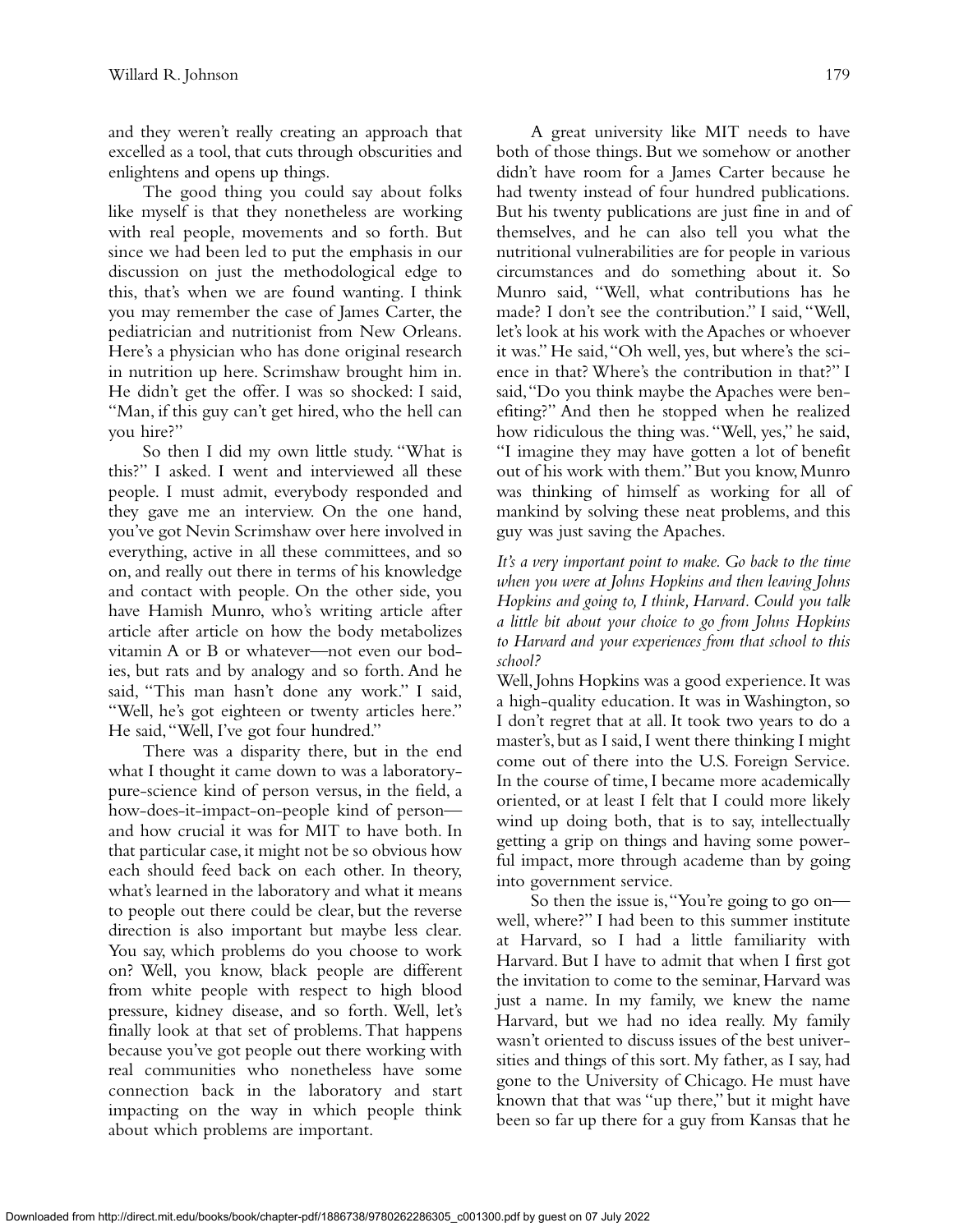and they weren't really creating an approach that excelled as a tool, that cuts through obscurities and enlightens and opens up things.

The good thing you could say about folks like myself is that they nonetheless are working with real people, movements and so forth. But since we had been led to put the emphasis in our discussion on just the methodological edge to this, that's when we are found wanting. I think you may remember the case of James Carter, the pediatrician and nutritionist from New Orleans. Here's a physician who has done original research in nutrition up here. Scrimshaw brought him in. He didn't get the offer. I was so shocked: I said, "Man, if this guy can't get hired, who the hell can you hire?"

So then I did my own little study. "What is this?" I asked. I went and interviewed all these people. I must admit, everybody responded and they gave me an interview. On the one hand, you've got Nevin Scrimshaw over here involved in everything, active in all these committees, and so on, and really out there in terms of his knowledge and contact with people. On the other side, you have Hamish Munro, who's writing article after article after article on how the body metabolizes vitamin A or B or whatever—not even our bodies, but rats and by analogy and so forth. And he said, "This man hasn't done any work." I said, "Well, he's got eighteen or twenty articles here." He said, "Well, I've got four hundred."

There was a disparity there, but in the end what I thought it came down to was a laboratory-pure-science kind of person versus, in the field, a how-does-it-impact-on-people kind of person—and how crucial it was for MIT to have both. In that particular case, it might not be so obvious how each should feed back on each other. In theory, what's learned in the laboratory and what it means to people out there could be clear, but the reverse direction is also important but maybe less clear. You say, which problems do you choose to work on? Well, you know, black people are different from white people with respect to high blood pressure, kidney disease, and so forth. Well, let's finally look at that set of problems. That happens because you've got people out there working with real communities who nonetheless have some connection back in the laboratory and start impacting on the way in which people think about which problems are important.

A great university like MIT needs to have both of those things. But we somehow or another didn't have room for a James Carter because he had twenty instead of four hundred publications. But his twenty publications are just fine in and of themselves, and he can also tell you what the nutritional vulnerabilities are for people in various circumstances and do something about it. So Munro said, "Well, what contributions has he made? I don't see the contribution." I said, "Well, let's look at his work with the Apaches or whoever it was." He said, "Oh well, yes, but where's the science in that? Where's the contribution in that?" I said, "Do you think maybe the Apaches were benefiting?" And then he stopped when he realized how ridiculous the thing was. "Well, yes," he said, "I imagine they may have gotten a lot of benefit out of his work with them." But you know, Munro was thinking of himself as working for all of mankind by solving these neat problems, and this guy was just saving the Apaches.

*It's a very important point to make. Go back to the time when you were at Johns Hopkins and then leaving Johns Hopkins and going to, I think, Harvard. Could you talk a little bit about your choice to go from Johns Hopkins to Harvard and your experiences from that school to this school?*

Well, Johns Hopkins was a good experience. It was a high-quality education. It was in Washington, so I don't regret that at all. It took two years to do a master's, but as I said, I went there thinking I might come out of there into the U.S. Foreign Service. In the course of time, I became more academically oriented, or at least I felt that I could more likely wind up doing both, that is to say, intellectually getting a grip on things and having some powerful impact, more through academe than by going into government service.

So then the issue is, "You're going to go on—well, where?" I had been to this summer institute at Harvard, so I had a little familiarity with Harvard. But I have to admit that when I first got the invitation to come to the seminar, Harvard was just a name. In my family, we knew the name Harvard, but we had no idea really. My family wasn't oriented to discuss issues of the best universities and things of this sort. My father, as I say, had gone to the University of Chicago. He must have known that that was "up there," but it might have been so far up there for a guy from Kansas that he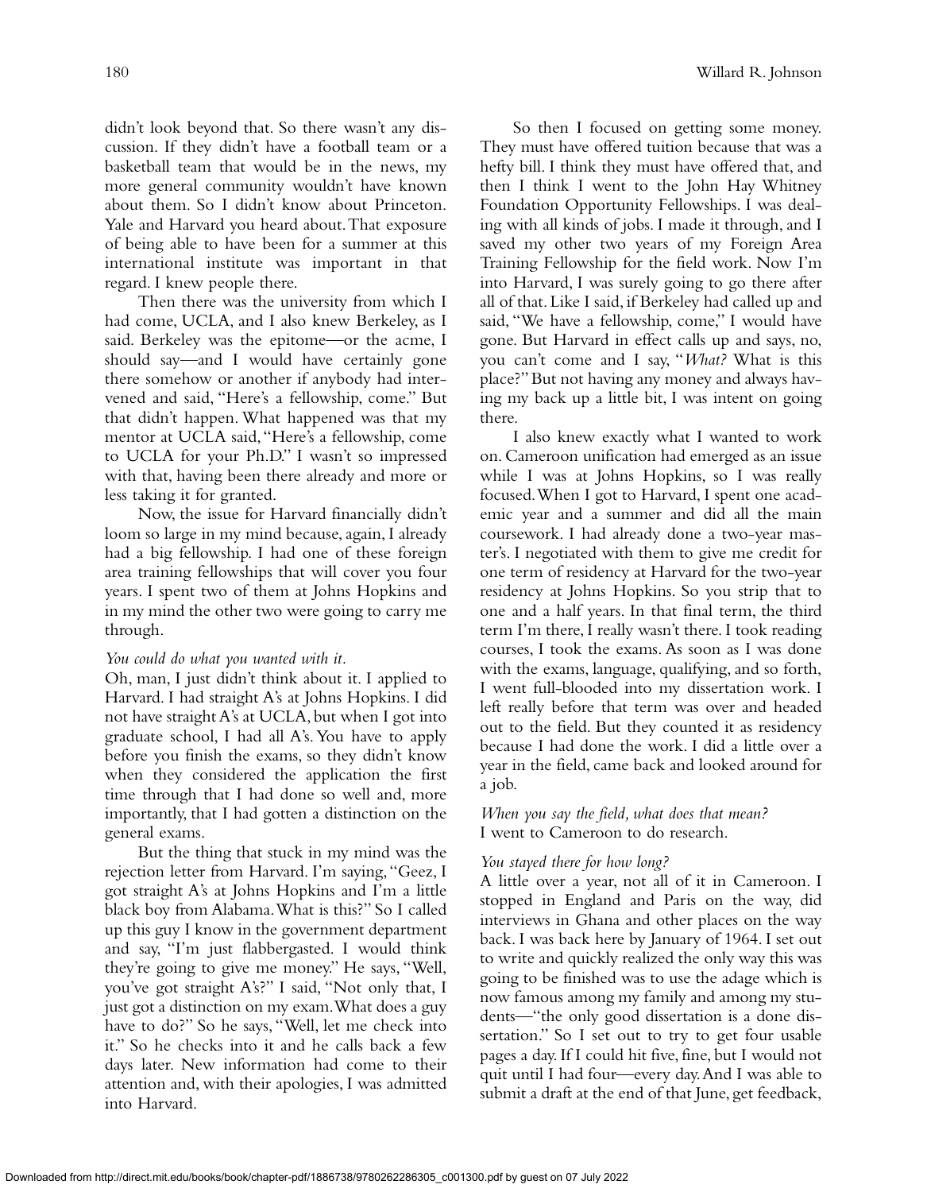didn't look beyond that. So there wasn't any discussion. If they didn't have a football team or a basketball team that would be in the news, my more general community wouldn't have known about them. So I didn't know about Princeton. Yale and Harvard you heard about. That exposure of being able to have been for a summer at this international institute was important in that regard. I knew people there.

Then there was the university from which I had come, UCLA, and I also knew Berkeley, as I said. Berkeley was the epitome—or the acme, I should say—and I would have certainly gone there somehow or another if anybody had intervened and said, "Here's a fellowship, come." But that didn't happen. What happened was that my mentor at UCLA said, "Here's a fellowship, come to UCLA for your Ph.D." I wasn't so impressed with that, having been there already and more or less taking it for granted.

Now, the issue for Harvard financially didn't loom so large in my mind because, again, I already had a big fellowship. I had one of these foreign area training fellowships that will cover you four years. I spent two of them at Johns Hopkins and in my mind the other two were going to carry me through.

*You could do what you wanted with it.*

Oh, man, I just didn't think about it. I applied to Harvard. I had straight A's at Johns Hopkins. I did not have straight A's at UCLA, but when I got into graduate school, I had all A's. You have to apply before you finish the exams, so they didn't know when they considered the application the first time through that I had done so well and, more importantly, that I had gotten a distinction on the general exams.

But the thing that stuck in my mind was the rejection letter from Harvard. I'm saying, "Geez, I got straight A's at Johns Hopkins and I'm a little black boy from Alabama. What is this?" So I called up this guy I know in the government department and say, "I'm just flabbergasted. I would think they're going to give me money." He says, "Well, you've got straight A's?" I said, "Not only that, I just got a distinction on my exam. What does a guy have to do?" So he says, "Well, let me check into it." So he checks into it and he calls back a few days later. New information had come to their attention and, with their apologies, I was admitted into Harvard.

So then I focused on getting some money. They must have offered tuition because that was a hefty bill. I think they must have offered that, and then I think I went to the John Hay Whitney Foundation Opportunity Fellowships. I was dealing with all kinds of jobs. I made it through, and I saved my other two years of my Foreign Area Training Fellowship for the field work. Now I'm into Harvard, I was surely going to go there after all of that. Like I said, if Berkeley had called up and said, "We have a fellowship, come," I would have gone. But Harvard in effect calls up and says, no, you can't come and I say, "*What?* What is this place?" But not having any money and always having my back up a little bit, I was intent on going there.

I also knew exactly what I wanted to work on. Cameroon unification had emerged as an issue while I was at Johns Hopkins, so I was really focused. When I got to Harvard, I spent one academic year and a summer and did all the main coursework. I had already done a two-year master's. I negotiated with them to give me credit for one term of residency at Harvard for the two-year residency at Johns Hopkins. So you strip that to one and a half years. In that final term, the third term I'm there, I really wasn't there. I took reading courses, I took the exams. As soon as I was done with the exams, language, qualifying, and so forth, I went full-blooded into my dissertation work. I left really before that term was over and headed out to the field. But they counted it as residency because I had done the work. I did a little over a year in the field, came back and looked around for a job.

*When you say the field, what does that mean?*

I went to Cameroon to do research.

*You stayed there for how long?*

A little over a year, not all of it in Cameroon. I stopped in England and Paris on the way, did interviews in Ghana and other places on the way back. I was back here by January of 1964. I set out to write and quickly realized the only way this was going to be finished was to use the adage which is now famous among my family and among my students—"the only good dissertation is a done dissertation." So I set out to try to get four usable pages a day. If I could hit five, fine, but I would not quit until I had four—every day. And I was able to submit a draft at the end of that June, get feedback,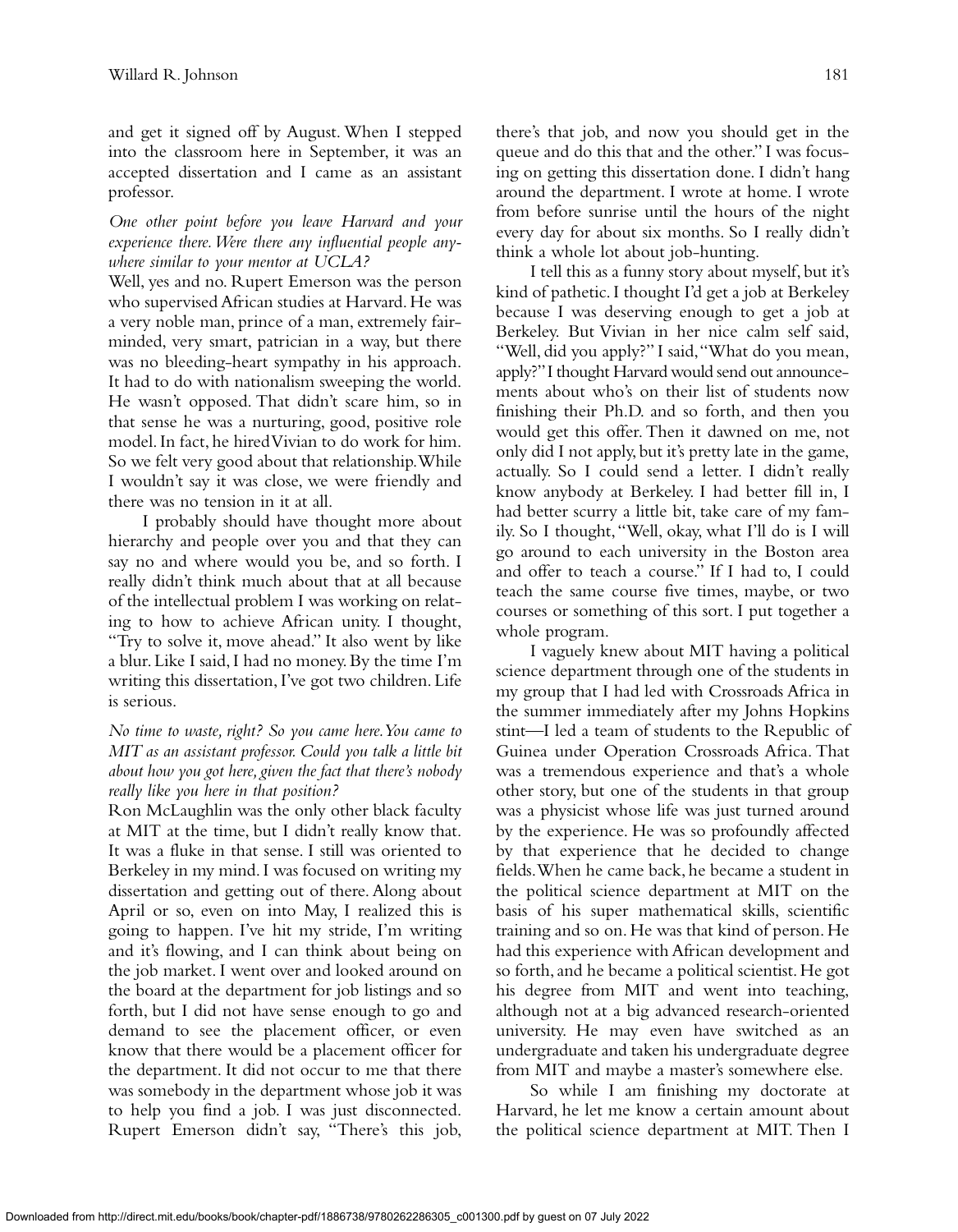and get it signed off by August. When I stepped into the classroom here in September, it was an accepted dissertation and I came as an assistant professor.

*One other point before you leave Harvard and your experience there. Were there any influential people anywhere similar to your mentor at UCLA?*

Well, yes and no. Rupert Emerson was the person who supervised African studies at Harvard. He was a very noble man, prince of a man, extremely fair-minded, very smart, patrician in a way, but there was no bleeding-heart sympathy in his approach. It had to do with nationalism sweeping the world. He wasn't opposed. That didn't scare him, so in that sense he was a nurturing, good, positive role model. In fact, he hired Vivian to do work for him. So we felt very good about that relationship. While I wouldn't say it was close, we were friendly and there was no tension in it at all.

I probably should have thought more about hierarchy and people over you and that they can say no and where would you be, and so forth. I really didn't think much about that at all because of the intellectual problem I was working on relating to how to achieve African unity. I thought, "Try to solve it, move ahead." It also went by like a blur. Like I said, I had no money. By the time I'm writing this dissertation, I've got two children. Life is serious.

*No time to waste, right? So you came here. You came to MIT as an assistant professor. Could you talk a little bit about how you got here, given the fact that there's nobody really like you here in that position?*

Ron McLaughlin was the only other black faculty at MIT at the time, but I didn't really know that. It was a fluke in that sense. I still was oriented to Berkeley in my mind. I was focused on writing my dissertation and getting out of there. Along about April or so, even on into May, I realized this is going to happen. I've hit my stride, I'm writing and it's flowing, and I can think about being on the job market. I went over and looked around on the board at the department for job listings and so forth, but I did not have sense enough to go and demand to see the placement officer, or even know that there would be a placement officer for the department. It did not occur to me that there was somebody in the department whose job it was to help you find a job. I was just disconnected. Rupert Emerson didn't say, "There's this job, there's that job, and now you should get in the queue and do this that and the other." I was focusing on getting this dissertation done. I didn't hang around the department. I wrote at home. I wrote from before sunrise until the hours of the night every day for about six months. So I really didn't think a whole lot about job-hunting.

I tell this as a funny story about myself, but it's kind of pathetic. I thought I'd get a job at Berkeley because I was deserving enough to get a job at Berkeley. But Vivian in her nice calm self said, "Well, did you apply?" I said, "What do you mean, apply?" I thought Harvard would send out announcements about who's on their list of students now finishing their Ph.D. and so forth, and then you would get this offer. Then it dawned on me, not only did I not apply, but it's pretty late in the game, actually. So I could send a letter. I didn't really know anybody at Berkeley. I had better fill in, I had better scurry a little bit, take care of my family. So I thought, "Well, okay, what I'll do is I will go around to each university in the Boston area and offer to teach a course." If I had to, I could teach the same course five times, maybe, or two courses or something of this sort. I put together a whole program.

I vaguely knew about MIT having a political science department through one of the students in my group that I had led with Crossroads Africa in the summer immediately after my Johns Hopkins stint—I led a team of students to the Republic of Guinea under Operation Crossroads Africa. That was a tremendous experience and that's a whole other story, but one of the students in that group was a physicist whose life was just turned around by the experience. He was so profoundly affected by that experience that he decided to change fields. When he came back, he became a student in the political science department at MIT on the basis of his super mathematical skills, scientific training and so on. He was that kind of person. He had this experience with African development and so forth, and he became a political scientist. He got his degree from MIT and went into teaching, although not at a big advanced research-oriented university. He may even have switched as an undergraduate and taken his undergraduate degree from MIT and maybe a master's somewhere else.

So while I am finishing my doctorate at Harvard, he let me know a certain amount about the political science department at MIT. Then I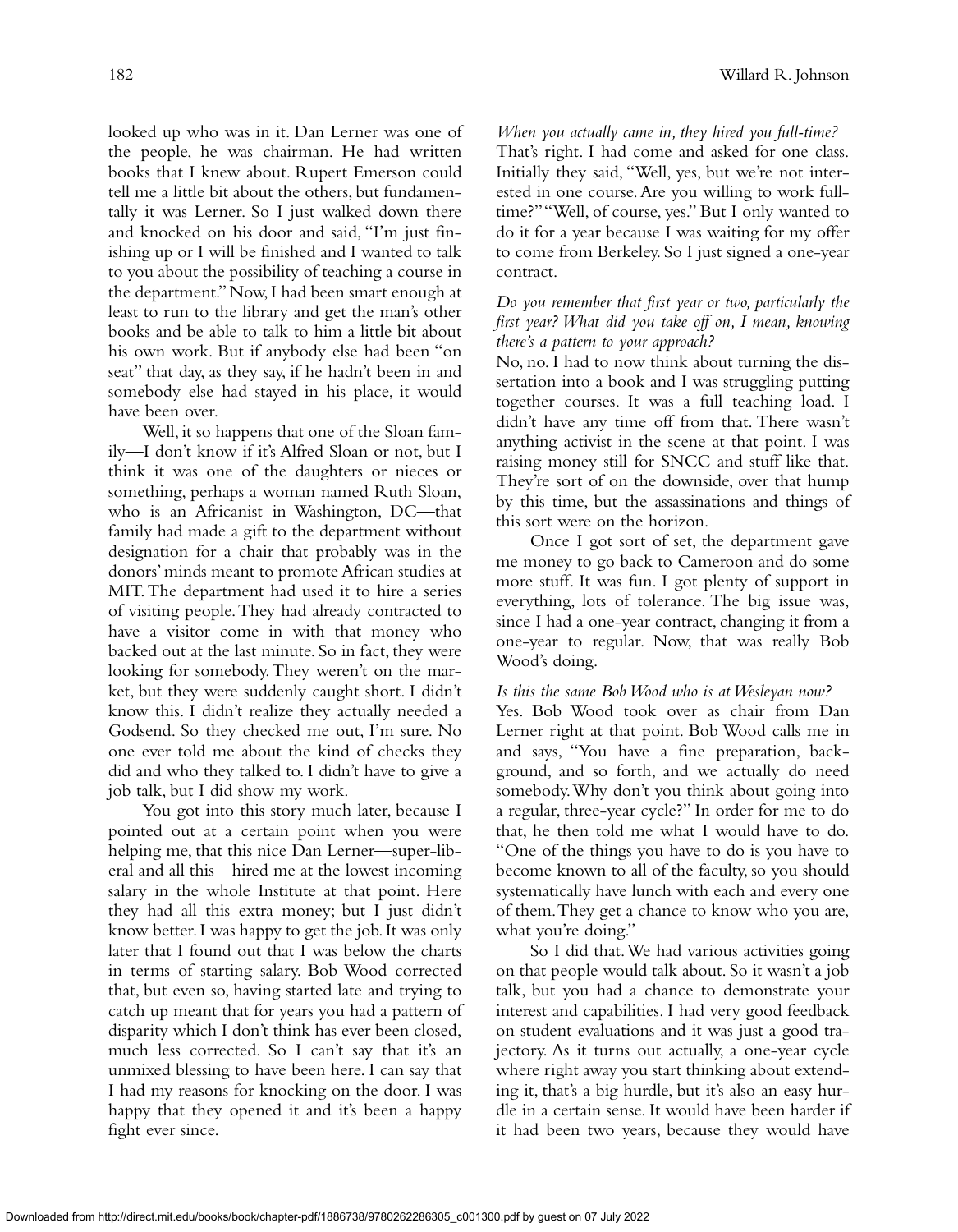looked up who was in it. Dan Lerner was one of the people, he was chairman. He had written books that I knew about. Rupert Emerson could tell me a little bit about the others, but fundamentally it was Lerner. So I just walked down there and knocked on his door and said, "I'm just finishing up or I will be finished and I wanted to talk to you about the possibility of teaching a course in the department." Now, I had been smart enough at least to run to the library and get the man's other books and be able to talk to him a little bit about his own work. But if anybody else had been "on seat" that day, as they say, if he hadn't been in and somebody else had stayed in his place, it would have been over.

Well, it so happens that one of the Sloan family—I don't know if it's Alfred Sloan or not, but I think it was one of the daughters or nieces or something, perhaps a woman named Ruth Sloan, who is an Africanist in Washington, DC—that family had made a gift to the department without designation for a chair that probably was in the donors' minds meant to promote African studies at MIT. The department had used it to hire a series of visiting people. They had already contracted to have a visitor come in with that money who backed out at the last minute. So in fact, they were looking for somebody. They weren't on the market, but they were suddenly caught short. I didn't know this. I didn't realize they actually needed a Godsend. So they checked me out, I'm sure. No one ever told me about the kind of checks they did and who they talked to. I didn't have to give a job talk, but I did show my work.

You got into this story much later, because I pointed out at a certain point when you were helping me, that this nice Dan Lerner—super-liberal and all this—hired me at the lowest incoming salary in the whole Institute at that point. Here they had all this extra money; but I just didn't know better. I was happy to get the job. It was only later that I found out that I was below the charts in terms of starting salary. Bob Wood corrected that, but even so, having started late and trying to catch up meant that for years you had a pattern of disparity which I don't think has ever been closed, much less corrected. So I can't say that it's an unmixed blessing to have been here. I can say that I had my reasons for knocking on the door. I was happy that they opened it and it's been a happy fight ever since.

*When you actually came in, they hired you full-time?*
That's right. I had come and asked for one class. Initially they said, "Well, yes, but we're not interested in one course. Are you willing to work full-time?" "Well, of course, yes." But I only wanted to do it for a year because I was waiting for my offer to come from Berkeley. So I just signed a one-year contract.

*Do you remember that first year or two, particularly the first year? What did you take off on, I mean, knowing there's a pattern to your approach?*
No, no. I had to now think about turning the dissertation into a book and I was struggling putting together courses. It was a full teaching load. I didn't have any time off from that. There wasn't anything activist in the scene at that point. I was raising money still for SNCC and stuff like that. They're sort of on the downside, over that hump by this time, but the assassinations and things of this sort were on the horizon.

Once I got sort of set, the department gave me money to go back to Cameroon and do some more stuff. It was fun. I got plenty of support in everything, lots of tolerance. The big issue was, since I had a one-year contract, changing it from a one-year to regular. Now, that was really Bob Wood's doing.

*Is this the same Bob Wood who is at Wesleyan now?*
Yes. Bob Wood took over as chair from Dan Lerner right at that point. Bob Wood calls me in and says, "You have a fine preparation, background, and so forth, and we actually do need somebody. Why don't you think about going into a regular, three-year cycle?" In order for me to do that, he then told me what I would have to do. "One of the things you have to do is you have to become known to all of the faculty, so you should systematically have lunch with each and every one of them. They get a chance to know who you are, what you're doing."

So I did that. We had various activities going on that people would talk about. So it wasn't a job talk, but you had a chance to demonstrate your interest and capabilities. I had very good feedback on student evaluations and it was just a good trajectory. As it turns out actually, a one-year cycle where right away you start thinking about extending it, that's a big hurdle, but it's also an easy hurdle in a certain sense. It would have been harder if it had been two years, because they would have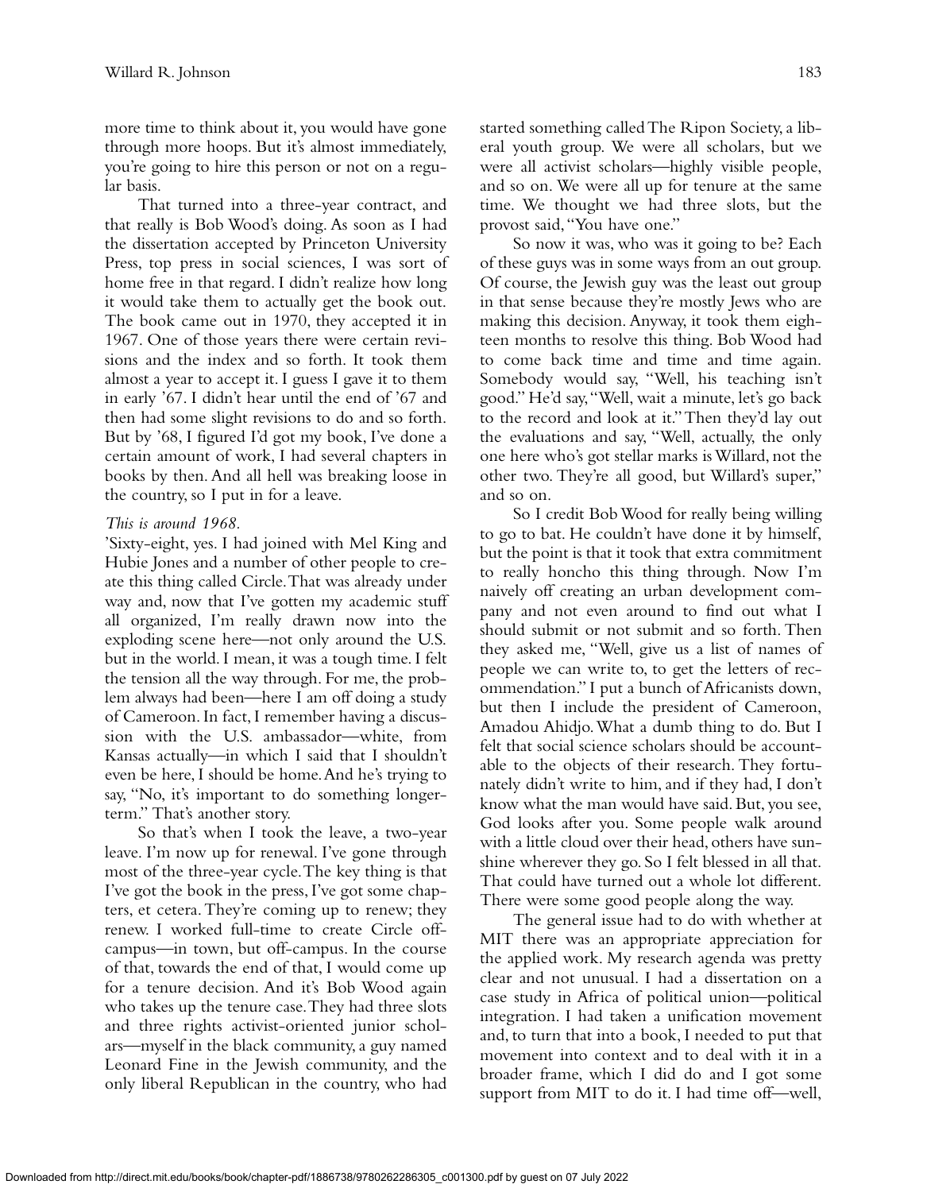more time to think about it, you would have gone through more hoops. But it's almost immediately, you're going to hire this person or not on a regular basis.

That turned into a three-year contract, and that really is Bob Wood's doing. As soon as I had the dissertation accepted by Princeton University Press, top press in social sciences, I was sort of home free in that regard. I didn't realize how long it would take them to actually get the book out. The book came out in 1970, they accepted it in 1967. One of those years there were certain revisions and the index and so forth. It took them almost a year to accept it. I guess I gave it to them in early '67. I didn't hear until the end of '67 and then had some slight revisions to do and so forth. But by '68, I figured I'd got my book, I've done a certain amount of work, I had several chapters in books by then. And all hell was breaking loose in the country, so I put in for a leave.

*This is around 1968.*

'Sixty-eight, yes. I had joined with Mel King and Hubie Jones and a number of other people to create this thing called Circle. That was already under way and, now that I've gotten my academic stuff all organized, I'm really drawn now into the exploding scene here—not only around the U.S. but in the world. I mean, it was a tough time. I felt the tension all the way through. For me, the problem always had been—here I am off doing a study of Cameroon. In fact, I remember having a discussion with the U.S. ambassador—white, from Kansas actually—in which I said that I shouldn't even be here, I should be home. And he's trying to say, "No, it's important to do something longer-term." That's another story.

So that's when I took the leave, a two-year leave. I'm now up for renewal. I've gone through most of the three-year cycle. The key thing is that I've got the book in the press, I've got some chapters, et cetera. They're coming up to renew; they renew. I worked full-time to create Circle off-campus—in town, but off-campus. In the course of that, towards the end of that, I would come up for a tenure decision. And it's Bob Wood again who takes up the tenure case. They had three slots and three rights activist-oriented junior scholars—myself in the black community, a guy named Leonard Fine in the Jewish community, and the only liberal Republican in the country, who had started something called The Ripon Society, a liberal youth group. We were all scholars, but we were all activist scholars—highly visible people, and so on. We were all up for tenure at the same time. We thought we had three slots, but the provost said, "You have one."

So now it was, who was it going to be? Each of these guys was in some ways from an out group. Of course, the Jewish guy was the least out group in that sense because they're mostly Jews who are making this decision. Anyway, it took them eighteen months to resolve this thing. Bob Wood had to come back time and time and time again. Somebody would say, "Well, his teaching isn't good." He'd say, "Well, wait a minute, let's go back to the record and look at it." Then they'd lay out the evaluations and say, "Well, actually, the only one here who's got stellar marks is Willard, not the other two. They're all good, but Willard's super," and so on.

So I credit Bob Wood for really being willing to go to bat. He couldn't have done it by himself, but the point is that it took that extra commitment to really honcho this thing through. Now I'm naively off creating an urban development company and not even around to find out what I should submit or not submit and so forth. Then they asked me, "Well, give us a list of names of people we can write to, to get the letters of recommendation." I put a bunch of Africanists down, but then I include the president of Cameroon, Amadou Ahidjo. What a dumb thing to do. But I felt that social science scholars should be accountable to the objects of their research. They fortunately didn't write to him, and if they had, I don't know what the man would have said. But, you see, God looks after you. Some people walk around with a little cloud over their head, others have sunshine wherever they go. So I felt blessed in all that. That could have turned out a whole lot different. There were some good people along the way.

The general issue had to do with whether at MIT there was an appropriate appreciation for the applied work. My research agenda was pretty clear and not unusual. I had a dissertation on a case study in Africa of political union—political integration. I had taken a unification movement and, to turn that into a book, I needed to put that movement into context and to deal with it in a broader frame, which I did do and I got some support from MIT to do it. I had time off—well,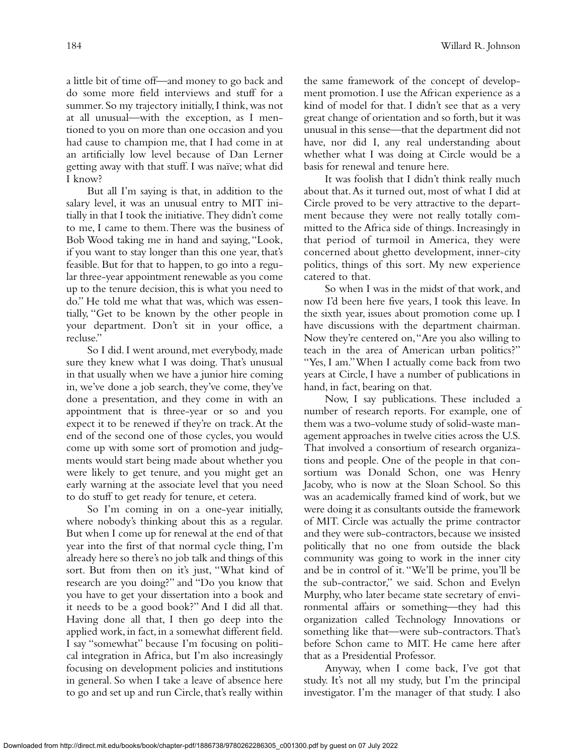a little bit of time off—and money to go back and do some more field interviews and stuff for a summer. So my trajectory initially, I think, was not at all unusual—with the exception, as I mentioned to you on more than one occasion and you had cause to champion me, that I had come in at an artificially low level because of Dan Lerner getting away with that stuff. I was naïve; what did I know?

But all I'm saying is that, in addition to the salary level, it was an unusual entry to MIT initially in that I took the initiative. They didn't come to me, I came to them. There was the business of Bob Wood taking me in hand and saying, "Look, if you want to stay longer than this one year, that's feasible. But for that to happen, to go into a regular three-year appointment renewable as you come up to the tenure decision, this is what you need to do." He told me what that was, which was essentially, "Get to be known by the other people in your department. Don't sit in your office, a recluse."

So I did. I went around, met everybody, made sure they knew what I was doing. That's unusual in that usually when we have a junior hire coming in, we've done a job search, they've come, they've done a presentation, and they come in with an appointment that is three-year or so and you expect it to be renewed if they're on track. At the end of the second one of those cycles, you would come up with some sort of promotion and judgments would start being made about whether you were likely to get tenure, and you might get an early warning at the associate level that you need to do stuff to get ready for tenure, et cetera.

So I'm coming in on a one-year initially, where nobody's thinking about this as a regular. But when I come up for renewal at the end of that year into the first of that normal cycle thing, I'm already here so there's no job talk and things of this sort. But from then on it's just, "What kind of research are you doing?" and "Do you know that you have to get your dissertation into a book and it needs to be a good book?" And I did all that. Having done all that, I then go deep into the applied work, in fact, in a somewhat different field. I say "somewhat" because I'm focusing on political integration in Africa, but I'm also increasingly focusing on development policies and institutions in general. So when I take a leave of absence here to go and set up and run Circle, that's really within the same framework of the concept of development promotion. I use the African experience as a kind of model for that. I didn't see that as a very great change of orientation and so forth, but it was unusual in this sense—that the department did not have, nor did I, any real understanding about whether what I was doing at Circle would be a basis for renewal and tenure here.

It was foolish that I didn't think really much about that. As it turned out, most of what I did at Circle proved to be very attractive to the department because they were not really totally committed to the Africa side of things. Increasingly in that period of turmoil in America, they were concerned about ghetto development, inner-city politics, things of this sort. My new experience catered to that.

So when I was in the midst of that work, and now I'd been here five years, I took this leave. In the sixth year, issues about promotion come up. I have discussions with the department chairman. Now they're centered on, "Are you also willing to teach in the area of American urban politics?" "Yes, I am." When I actually come back from two years at Circle, I have a number of publications in hand, in fact, bearing on that.

Now, I say publications. These included a number of research reports. For example, one of them was a two-volume study of solid-waste management approaches in twelve cities across the U.S. That involved a consortium of research organizations and people. One of the people in that consortium was Donald Schon, one was Henry Jacoby, who is now at the Sloan School. So this was an academically framed kind of work, but we were doing it as consultants outside the framework of MIT. Circle was actually the prime contractor and they were sub-contractors, because we insisted politically that no one from outside the black community was going to work in the inner city and be in control of it. "We'll be prime, you'll be the sub-contractor," we said. Schon and Evelyn Murphy, who later became state secretary of environmental affairs or something—they had this organization called Technology Innovations or something like that—were sub-contractors. That's before Schon came to MIT. He came here after that as a Presidential Professor.

Anyway, when I come back, I've got that study. It's not all my study, but I'm the principal investigator. I'm the manager of that study. I also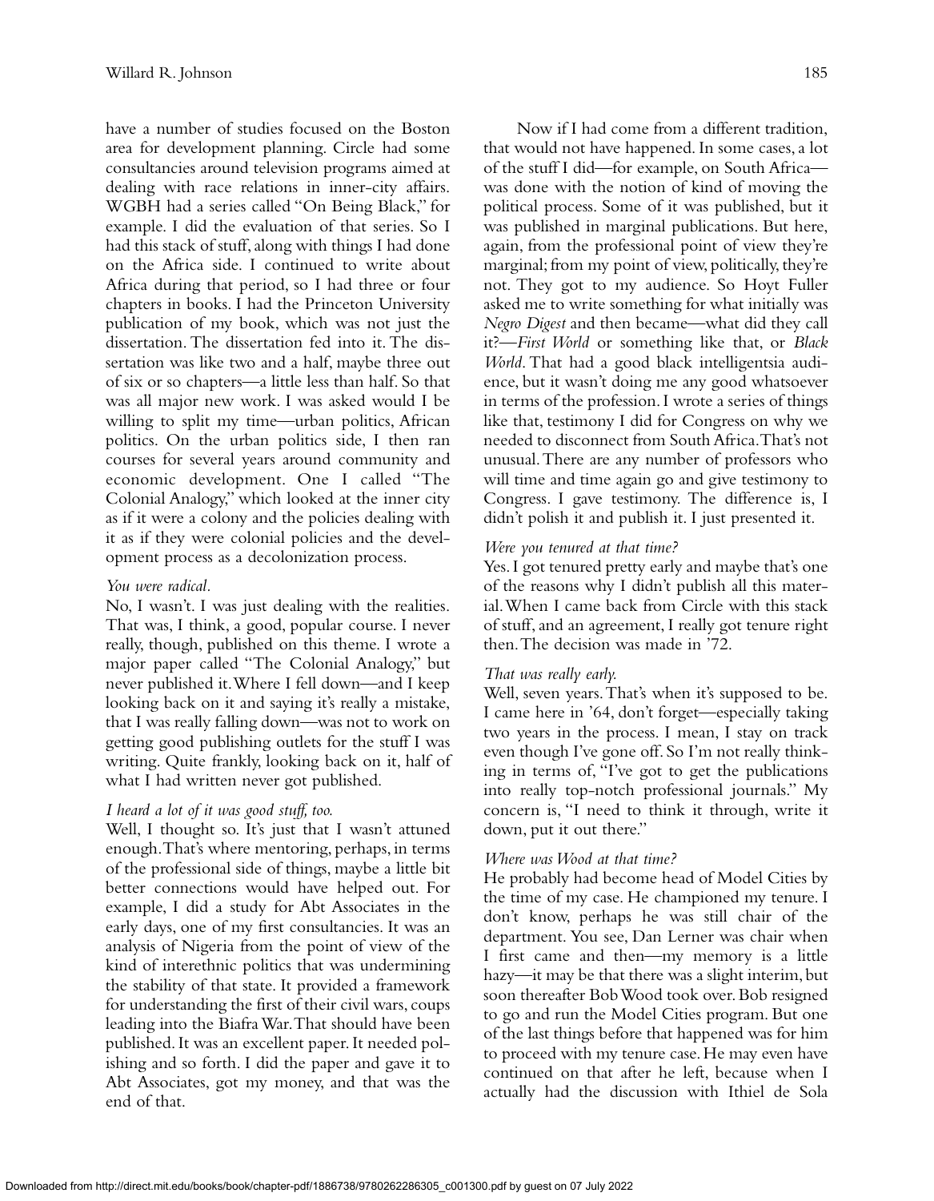have a number of studies focused on the Boston area for development planning. Circle had some consultancies around television programs aimed at dealing with race relations in inner-city affairs. WGBH had a series called "On Being Black," for example. I did the evaluation of that series. So I had this stack of stuff, along with things I had done on the Africa side. I continued to write about Africa during that period, so I had three or four chapters in books. I had the Princeton University publication of my book, which was not just the dissertation. The dissertation fed into it. The dissertation was like two and a half, maybe three out of six or so chapters—a little less than half. So that was all major new work. I was asked would I be willing to split my time—urban politics, African politics. On the urban politics side, I then ran courses for several years around community and economic development. One I called "The Colonial Analogy," which looked at the inner city as if it were a colony and the policies dealing with it as if they were colonial policies and the development process as a decolonization process.

*You were radical.*

No, I wasn't. I was just dealing with the realities. That was, I think, a good, popular course. I never really, though, published on this theme. I wrote a major paper called "The Colonial Analogy," but never published it. Where I fell down—and I keep looking back on it and saying it's really a mistake, that I was really falling down—was not to work on getting good publishing outlets for the stuff I was writing. Quite frankly, looking back on it, half of what I had written never got published.

*I heard a lot of it was good stuff, too.*

Well, I thought so. It's just that I wasn't attuned enough. That's where mentoring, perhaps, in terms of the professional side of things, maybe a little bit better connections would have helped out. For example, I did a study for Abt Associates in the early days, one of my first consultancies. It was an analysis of Nigeria from the point of view of the kind of interethnic politics that was undermining the stability of that state. It provided a framework for understanding the first of their civil wars, coups leading into the Biafra War. That should have been published. It was an excellent paper. It needed polishing and so forth. I did the paper and gave it to Abt Associates, got my money, and that was the end of that.

Now if I had come from a different tradition, that would not have happened. In some cases, a lot of the stuff I did—for example, on South Africa—was done with the notion of kind of moving the political process. Some of it was published, but it was published in marginal publications. But here, again, from the professional point of view they're marginal; from my point of view, politically, they're not. They got to my audience. So Hoyt Fuller asked me to write something for what initially was *Negro Digest* and then became—what did they call it?—*First World* or something like that, or *Black World*. That had a good black intelligentsia audience, but it wasn't doing me any good whatsoever in terms of the profession. I wrote a series of things like that, testimony I did for Congress on why we needed to disconnect from South Africa. That's not unusual. There are any number of professors who will time and time again go and give testimony to Congress. I gave testimony. The difference is, I didn't polish it and publish it. I just presented it.

*Were you tenured at that time?*

Yes. I got tenured pretty early and maybe that's one of the reasons why I didn't publish all this material. When I came back from Circle with this stack of stuff, and an agreement, I really got tenure right then. The decision was made in '72.

*That was really early.*

Well, seven years. That's when it's supposed to be. I came here in '64, don't forget—especially taking two years in the process. I mean, I stay on track even though I've gone off. So I'm not really thinking in terms of, "I've got to get the publications into really top-notch professional journals." My concern is, "I need to think it through, write it down, put it out there."

*Where was Wood at that time?*

He probably had become head of Model Cities by the time of my case. He championed my tenure. I don't know, perhaps he was still chair of the department. You see, Dan Lerner was chair when I first came and then—my memory is a little hazy—it may be that there was a slight interim, but soon thereafter Bob Wood took over. Bob resigned to go and run the Model Cities program. But one of the last things before that happened was for him to proceed with my tenure case. He may even have continued on that after he left, because when I actually had the discussion with Ithiel de Sola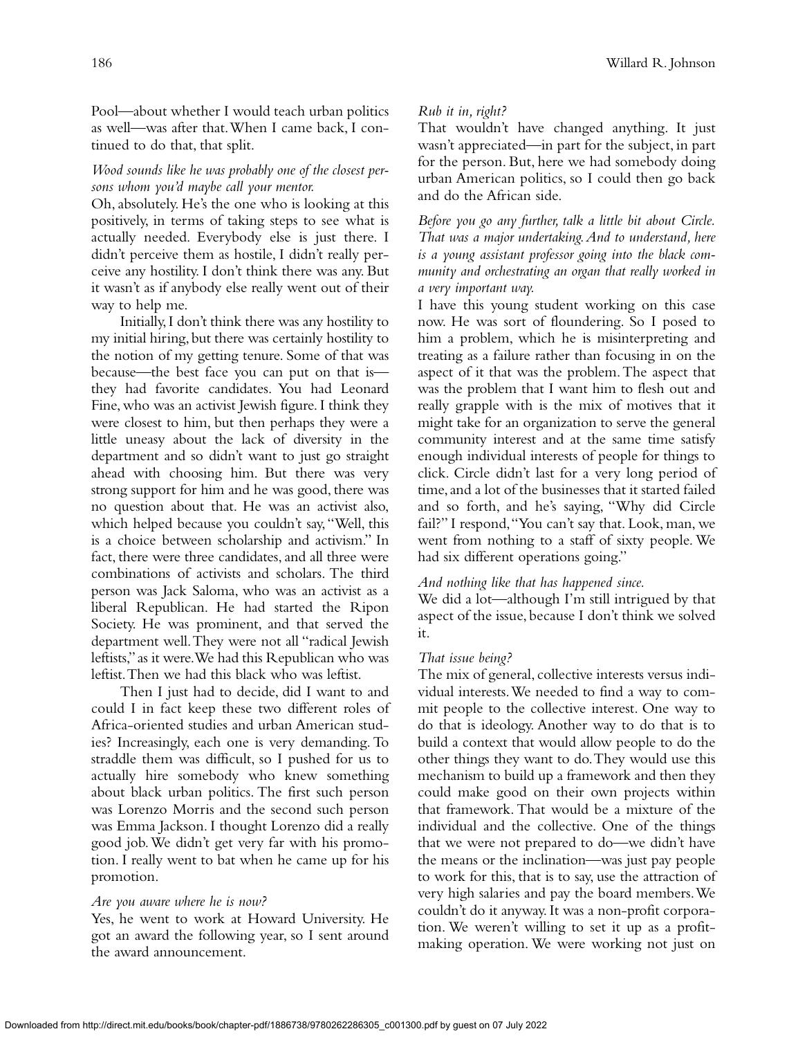Pool—about whether I would teach urban politics as well—was after that. When I came back, I continued to do that, that split.

*Wood sounds like he was probably one of the closest persons whom you'd maybe call your mentor.*

Oh, absolutely. He's the one who is looking at this positively, in terms of taking steps to see what is actually needed. Everybody else is just there. I didn't perceive them as hostile, I didn't really perceive any hostility. I don't think there was any. But it wasn't as if anybody else really went out of their way to help me.

Initially, I don't think there was any hostility to my initial hiring, but there was certainly hostility to the notion of my getting tenure. Some of that was because—the best face you can put on that is—they had favorite candidates. You had Leonard Fine, who was an activist Jewish figure. I think they were closest to him, but then perhaps they were a little uneasy about the lack of diversity in the department and so didn't want to just go straight ahead with choosing him. But there was very strong support for him and he was good, there was no question about that. He was an activist also, which helped because you couldn't say, "Well, this is a choice between scholarship and activism." In fact, there were three candidates, and all three were combinations of activists and scholars. The third person was Jack Saloma, who was an activist as a liberal Republican. He had started the Ripon Society. He was prominent, and that served the department well. They were not all "radical Jewish leftists," as it were. We had this Republican who was leftist. Then we had this black who was leftist.

Then I just had to decide, did I want to and could I in fact keep these two different roles of Africa-oriented studies and urban American studies? Increasingly, each one is very demanding. To straddle them was difficult, so I pushed for us to actually hire somebody who knew something about black urban politics. The first such person was Lorenzo Morris and the second such person was Emma Jackson. I thought Lorenzo did a really good job. We didn't get very far with his promotion. I really went to bat when he came up for his promotion.

*Are you aware where he is now?*

Yes, he went to work at Howard University. He got an award the following year, so I sent around the award announcement.

*Rub it in, right?*

That wouldn't have changed anything. It just wasn't appreciated—in part for the subject, in part for the person. But, here we had somebody doing urban American politics, so I could then go back and do the African side.

*Before you go any further, talk a little bit about Circle. That was a major undertaking. And to understand, here is a young assistant professor going into the black community and orchestrating an organ that really worked in a very important way.*

I have this young student working on this case now. He was sort of floundering. So I posed to him a problem, which he is misinterpreting and treating as a failure rather than focusing in on the aspect of it that was the problem. The aspect that was the problem that I want him to flesh out and really grapple with is the mix of motives that it might take for an organization to serve the general community interest and at the same time satisfy enough individual interests of people for things to click. Circle didn't last for a very long period of time, and a lot of the businesses that it started failed and so forth, and he's saying, "Why did Circle fail?" I respond, "You can't say that. Look, man, we went from nothing to a staff of sixty people. We had six different operations going."

*And nothing like that has happened since.*

We did a lot—although I'm still intrigued by that aspect of the issue, because I don't think we solved it.

*That issue being?*

The mix of general, collective interests versus individual interests. We needed to find a way to commit people to the collective interest. One way to do that is ideology. Another way to do that is to build a context that would allow people to do the other things they want to do. They would use this mechanism to build up a framework and then they could make good on their own projects within that framework. That would be a mixture of the individual and the collective. One of the things that we were not prepared to do—we didn't have the means or the inclination—was just pay people to work for this, that is to say, use the attraction of very high salaries and pay the board members. We couldn't do it anyway. It was a non-profit corporation. We weren't willing to set it up as a profit-making operation. We were working not just on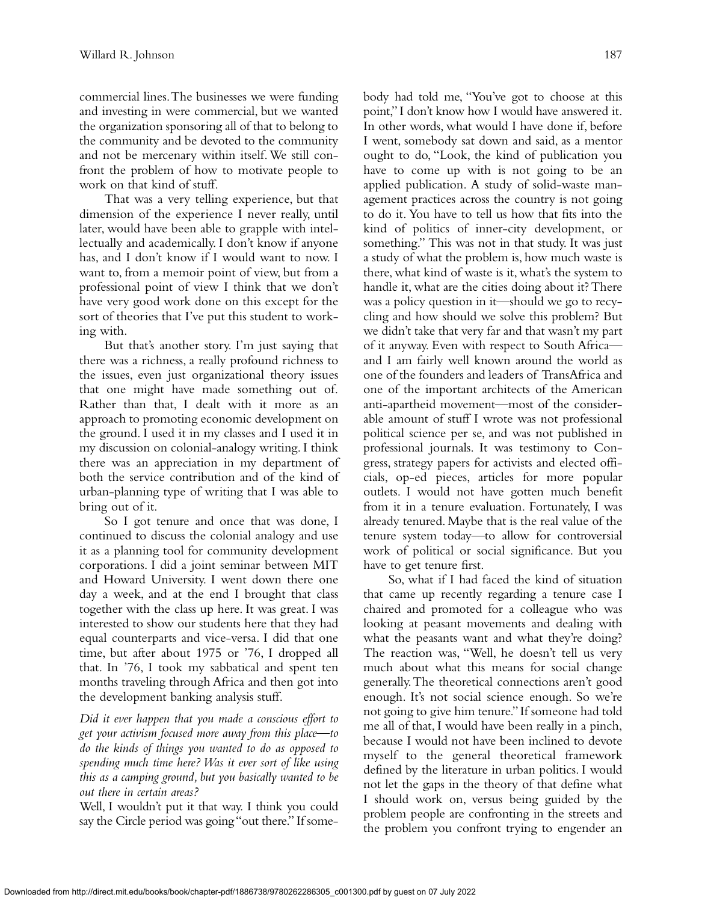commercial lines. The businesses we were funding and investing in were commercial, but we wanted the organization sponsoring all of that to belong to the community and be devoted to the community and not be mercenary within itself. We still confront the problem of how to motivate people to work on that kind of stuff.

That was a very telling experience, but that dimension of the experience I never really, until later, would have been able to grapple with intellectually and academically. I don't know if anyone has, and I don't know if I would want to now. I want to, from a memoir point of view, but from a professional point of view I think that we don't have very good work done on this except for the sort of theories that I've put this student to working with.

But that's another story. I'm just saying that there was a richness, a really profound richness to the issues, even just organizational theory issues that one might have made something out of. Rather than that, I dealt with it more as an approach to promoting economic development on the ground. I used it in my classes and I used it in my discussion on colonial-analogy writing. I think there was an appreciation in my department of both the service contribution and of the kind of urban-planning type of writing that I was able to bring out of it.

So I got tenure and once that was done, I continued to discuss the colonial analogy and use it as a planning tool for community development corporations. I did a joint seminar between MIT and Howard University. I went down there one day a week, and at the end I brought that class together with the class up here. It was great. I was interested to show our students here that they had equal counterparts and vice-versa. I did that one time, but after about 1975 or '76, I dropped all that. In '76, I took my sabbatical and spent ten months traveling through Africa and then got into the development banking analysis stuff.

*Did it ever happen that you made a conscious effort to get your activism focused more away from this place—to do the kinds of things you wanted to do as opposed to spending much time here? Was it ever sort of like using this as a camping ground, but you basically wanted to be out there in certain areas?*

Well, I wouldn't put it that way. I think you could say the Circle period was going "out there." If somebody had told me, "You've got to choose at this point," I don't know how I would have answered it. In other words, what would I have done if, before I went, somebody sat down and said, as a mentor ought to do, "Look, the kind of publication you have to come up with is not going to be an applied publication. A study of solid-waste management practices across the country is not going to do it. You have to tell us how that fits into the kind of politics of inner-city development, or something." This was not in that study. It was just a study of what the problem is, how much waste is there, what kind of waste is it, what's the system to handle it, what are the cities doing about it? There was a policy question in it—should we go to recycling and how should we solve this problem? But we didn't take that very far and that wasn't my part of it anyway. Even with respect to South Africa—and I am fairly well known around the world as one of the founders and leaders of TransAfrica and one of the important architects of the American anti-apartheid movement—most of the considerable amount of stuff I wrote was not professional political science per se, and was not published in professional journals. It was testimony to Congress, strategy papers for activists and elected officials, op-ed pieces, articles for more popular outlets. I would not have gotten much benefit from it in a tenure evaluation. Fortunately, I was already tenured. Maybe that is the real value of the tenure system today—to allow for controversial work of political or social significance. But you have to get tenure first.

So, what if I had faced the kind of situation that came up recently regarding a tenure case I chaired and promoted for a colleague who was looking at peasant movements and dealing with what the peasants want and what they're doing? The reaction was, "Well, he doesn't tell us very much about what this means for social change generally. The theoretical connections aren't good enough. It's not social science enough. So we're not going to give him tenure." If someone had told me all of that, I would have been really in a pinch, because I would not have been inclined to devote myself to the general theoretical framework defined by the literature in urban politics. I would not let the gaps in the theory of that define what I should work on, versus being guided by the problem people are confronting in the streets and the problem you confront trying to engender an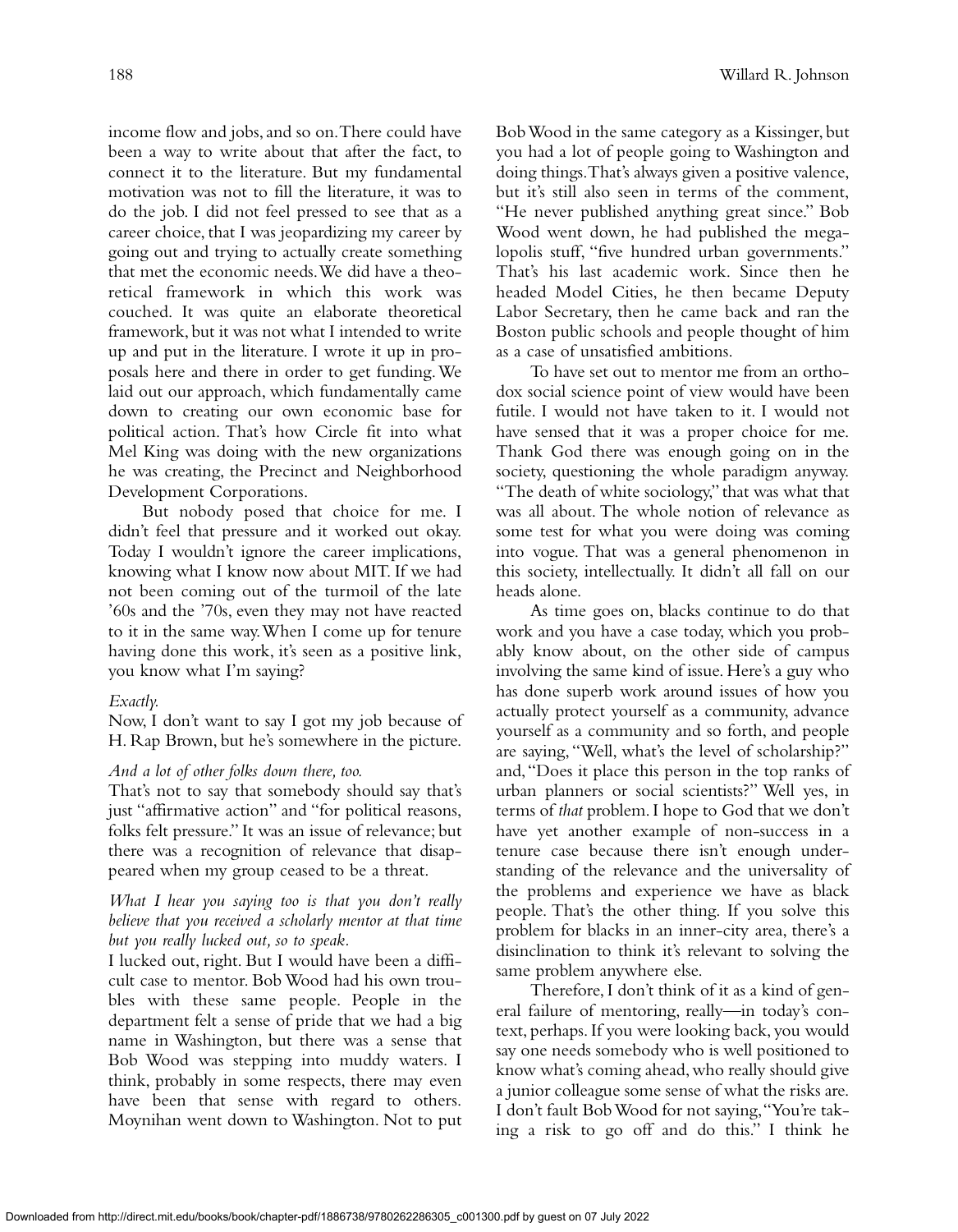income flow and jobs, and so on. There could have been a way to write about that after the fact, to connect it to the literature. But my fundamental motivation was not to fill the literature, it was to do the job. I did not feel pressed to see that as a career choice, that I was jeopardizing my career by going out and trying to actually create something that met the economic needs. We did have a theoretical framework in which this work was couched. It was quite an elaborate theoretical framework, but it was not what I intended to write up and put in the literature. I wrote it up in proposals here and there in order to get funding. We laid out our approach, which fundamentally came down to creating our own economic base for political action. That's how Circle fit into what Mel King was doing with the new organizations he was creating, the Precinct and Neighborhood Development Corporations.

But nobody posed that choice for me. I didn't feel that pressure and it worked out okay. Today I wouldn't ignore the career implications, knowing what I know now about MIT. If we had not been coming out of the turmoil of the late '60s and the '70s, even they may not have reacted to it in the same way. When I come up for tenure having done this work, it's seen as a positive link, you know what I'm saying?

*Exactly.*

Now, I don't want to say I got my job because of H. Rap Brown, but he's somewhere in the picture.

*And a lot of other folks down there, too.*

That's not to say that somebody should say that's just "affirmative action" and "for political reasons, folks felt pressure." It was an issue of relevance; but there was a recognition of relevance that disappeared when my group ceased to be a threat.

*What I hear you saying too is that you don't really believe that you received a scholarly mentor at that time but you really lucked out, so to speak.*

I lucked out, right. But I would have been a difficult case to mentor. Bob Wood had his own troubles with these same people. People in the department felt a sense of pride that we had a big name in Washington, but there was a sense that Bob Wood was stepping into muddy waters. I think, probably in some respects, there may even have been that sense with regard to others. Moynihan went down to Washington. Not to put Bob Wood in the same category as a Kissinger, but you had a lot of people going to Washington and doing things. That's always given a positive valence, but it's still also seen in terms of the comment, "He never published anything great since." Bob Wood went down, he had published the megalopolis stuff, "five hundred urban governments." That's his last academic work. Since then he headed Model Cities, he then became Deputy Labor Secretary, then he came back and ran the Boston public schools and people thought of him as a case of unsatisfied ambitions.

To have set out to mentor me from an orthodox social science point of view would have been futile. I would not have taken to it. I would not have sensed that it was a proper choice for me. Thank God there was enough going on in the society, questioning the whole paradigm anyway. "The death of white sociology," that was what that was all about. The whole notion of relevance as some test for what you were doing was coming into vogue. That was a general phenomenon in this society, intellectually. It didn't all fall on our heads alone.

As time goes on, blacks continue to do that work and you have a case today, which you probably know about, on the other side of campus involving the same kind of issue. Here's a guy who has done superb work around issues of how you actually protect yourself as a community, advance yourself as a community and so forth, and people are saying, "Well, what's the level of scholarship?" and, "Does it place this person in the top ranks of urban planners or social scientists?" Well yes, in terms of *that* problem. I hope to God that we don't have yet another example of non-success in a tenure case because there isn't enough understanding of the relevance and the universality of the problems and experience we have as black people. That's the other thing. If you solve this problem for blacks in an inner-city area, there's a disinclination to think it's relevant to solving the same problem anywhere else.

Therefore, I don't think of it as a kind of general failure of mentoring, really—in today's context, perhaps. If you were looking back, you would say one needs somebody who is well positioned to know what's coming ahead, who really should give a junior colleague some sense of what the risks are. I don't fault Bob Wood for not saying, "You're taking a risk to go off and do this." I think he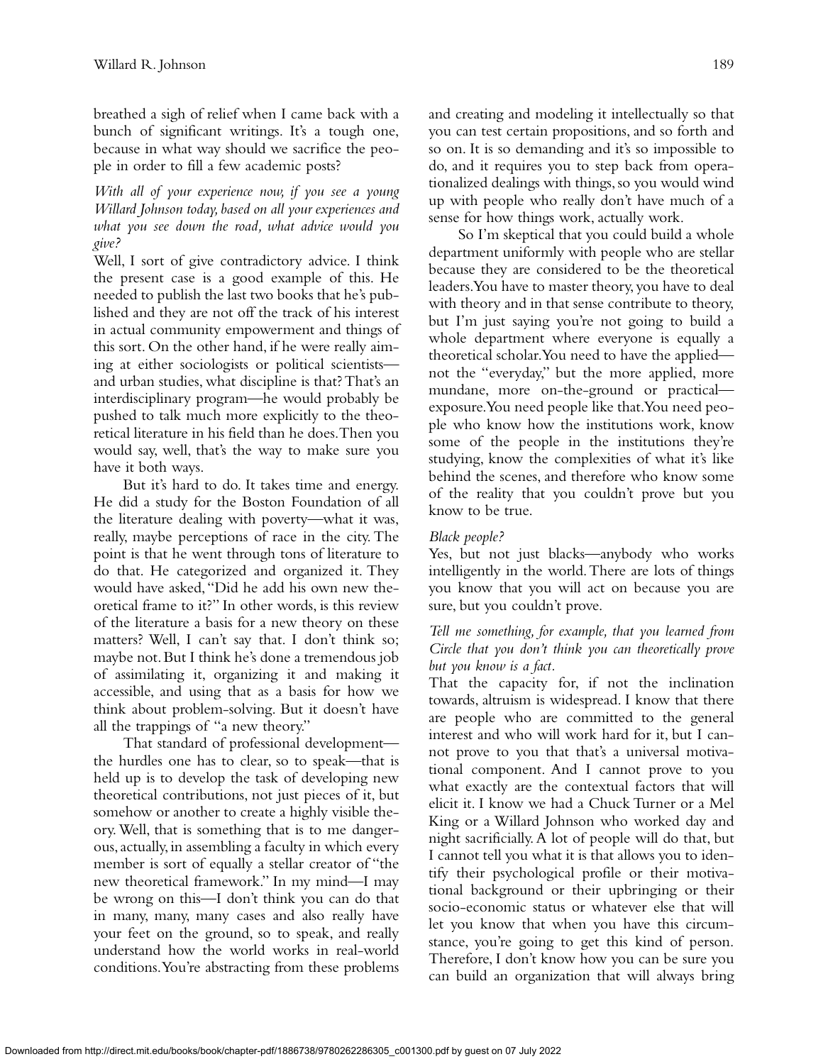breathed a sigh of relief when I came back with a bunch of significant writings. It's a tough one, because in what way should we sacrifice the people in order to fill a few academic posts?

*With all of your experience now, if you see a young Willard Johnson today, based on all your experiences and what you see down the road, what advice would you give?*

Well, I sort of give contradictory advice. I think the present case is a good example of this. He needed to publish the last two books that he's published and they are not off the track of his interest in actual community empowerment and things of this sort. On the other hand, if he were really aiming at either sociologists or political scientists—and urban studies, what discipline is that? That's an interdisciplinary program—he would probably be pushed to talk much more explicitly to the theoretical literature in his field than he does. Then you would say, well, that's the way to make sure you have it both ways.

But it's hard to do. It takes time and energy. He did a study for the Boston Foundation of all the literature dealing with poverty—what it was, really, maybe perceptions of race in the city. The point is that he went through tons of literature to do that. He categorized and organized it. They would have asked, "Did he add his own new theoretical frame to it?" In other words, is this review of the literature a basis for a new theory on these matters? Well, I can't say that. I don't think so; maybe not. But I think he's done a tremendous job of assimilating it, organizing it and making it accessible, and using that as a basis for how we think about problem-solving. But it doesn't have all the trappings of "a new theory."

That standard of professional development—the hurdles one has to clear, so to speak—that is held up is to develop the task of developing new theoretical contributions, not just pieces of it, but somehow or another to create a highly visible theory. Well, that is something that is to me dangerous, actually, in assembling a faculty in which every member is sort of equally a stellar creator of "the new theoretical framework." In my mind—I may be wrong on this—I don't think you can do that in many, many, many cases and also really have your feet on the ground, so to speak, and really understand how the world works in real-world conditions. You're abstracting from these problems and creating and modeling it intellectually so that you can test certain propositions, and so forth and so on. It is so demanding and it's so impossible to do, and it requires you to step back from operationalized dealings with things, so you would wind up with people who really don't have much of a sense for how things work, actually work.

So I'm skeptical that you could build a whole department uniformly with people who are stellar because they are considered to be the theoretical leaders. You have to master theory, you have to deal with theory and in that sense contribute to theory, but I'm just saying you're not going to build a whole department where everyone is equally a theoretical scholar. You need to have the applied—not the "everyday," but the more applied, more mundane, more on-the-ground or practical—exposure. You need people like that. You need people who know how the institutions work, know some of the people in the institutions they're studying, know the complexities of what it's like behind the scenes, and therefore who know some of the reality that you couldn't prove but you know to be true.

*Black people?*

Yes, but not just blacks—anybody who works intelligently in the world. There are lots of things you know that you will act on because you are sure, but you couldn't prove.

*Tell me something, for example, that you learned from Circle that you don't think you can theoretically prove but you know is a fact.*

That the capacity for, if not the inclination towards, altruism is widespread. I know that there are people who are committed to the general interest and who will work hard for it, but I cannot prove to you that that's a universal motivational component. And I cannot prove to you what exactly are the contextual factors that will elicit it. I know we had a Chuck Turner or a Mel King or a Willard Johnson who worked day and night sacrificially. A lot of people will do that, but I cannot tell you what it is that allows you to identify their psychological profile or their motivational background or their upbringing or their socio-economic status or whatever else that will let you know that when you have this circumstance, you're going to get this kind of person. Therefore, I don't know how you can be sure you can build an organization that will always bring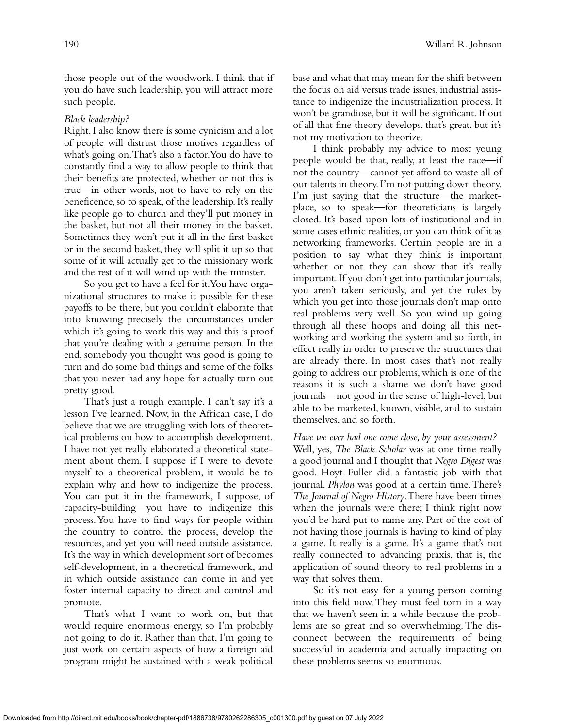those people out of the woodwork. I think that if you do have such leadership, you will attract more such people.

*Black leadership?*

Right. I also know there is some cynicism and a lot of people will distrust those motives regardless of what's going on. That's also a factor. You do have to constantly find a way to allow people to think that their benefits are protected, whether or not this is true—in other words, not to have to rely on the beneficence, so to speak, of the leadership. It's really like people go to church and they'll put money in the basket, but not all their money in the basket. Sometimes they won't put it all in the first basket or in the second basket, they will split it up so that some of it will actually get to the missionary work and the rest of it will wind up with the minister.

So you get to have a feel for it. You have organizational structures to make it possible for these payoffs to be there, but you couldn't elaborate that into knowing precisely the circumstances under which it's going to work this way and this is proof that you're dealing with a genuine person. In the end, somebody you thought was good is going to turn and do some bad things and some of the folks that you never had any hope for actually turn out pretty good.

That's just a rough example. I can't say it's a lesson I've learned. Now, in the African case, I do believe that we are struggling with lots of theoretical problems on how to accomplish development. I have not yet really elaborated a theoretical statement about them. I suppose if I were to devote myself to a theoretical problem, it would be to explain why and how to indigenize the process. You can put it in the framework, I suppose, of capacity-building—you have to indigenize this process. You have to find ways for people within the country to control the process, develop the resources, and yet you will need outside assistance. It's the way in which development sort of becomes self-development, in a theoretical framework, and in which outside assistance can come in and yet foster internal capacity to direct and control and promote.

That's what I want to work on, but that would require enormous energy, so I'm probably not going to do it. Rather than that, I'm going to just work on certain aspects of how a foreign aid program might be sustained with a weak political base and what that may mean for the shift between the focus on aid versus trade issues, industrial assistance to indigenize the industrialization process. It won't be grandiose, but it will be significant. If out of all that fine theory develops, that's great, but it's not my motivation to theorize.

I think probably my advice to most young people would be that, really, at least the race—if not the country—cannot yet afford to waste all of our talents in theory. I'm not putting down theory. I'm just saying that the structure—the marketplace, so to speak—for theoreticians is largely closed. It's based upon lots of institutional and in some cases ethnic realities, or you can think of it as networking frameworks. Certain people are in a position to say what they think is important whether or not they can show that it's really important. If you don't get into particular journals, you aren't taken seriously, and yet the rules by which you get into those journals don't map onto real problems very well. So you wind up going through all these hoops and doing all this networking and working the system and so forth, in effect really in order to preserve the structures that are already there. In most cases that's not really going to address our problems, which is one of the reasons it is such a shame we don't have good journals—not good in the sense of high-level, but able to be marketed, known, visible, and to sustain themselves, and so forth.

*Have we ever had one come close, by your assessment?*

Well, yes, *The Black Scholar* was at one time really a good journal and I thought that *Negro Digest* was good. Hoyt Fuller did a fantastic job with that journal. *Phylon* was good at a certain time. There's *The Journal of Negro History*. There have been times when the journals were there; I think right now you'd be hard put to name any. Part of the cost of not having those journals is having to kind of play a game. It really is a game. It's a game that's not really connected to advancing praxis, that is, the application of sound theory to real problems in a way that solves them.

So it's not easy for a young person coming into this field now. They must feel torn in a way that we haven't seen in a while because the problems are so great and so overwhelming. The disconnect between the requirements of being successful in academia and actually impacting on these problems seems so enormous.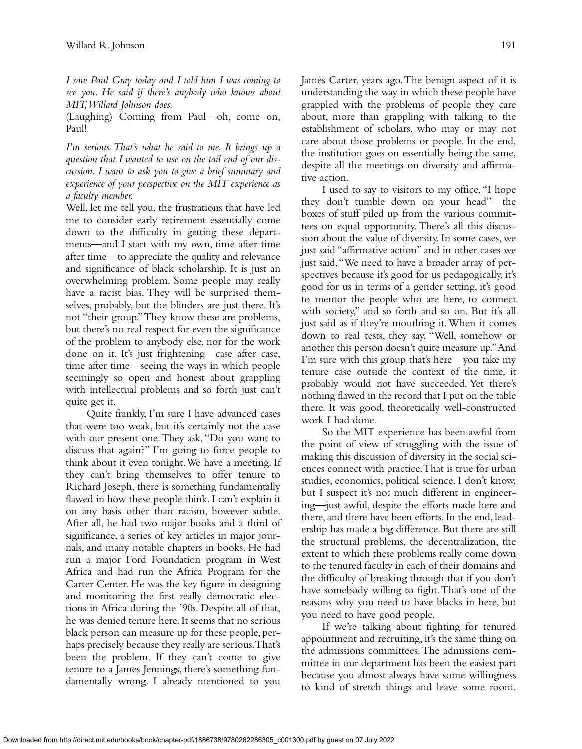*I saw Paul Gray today and I told him I was coming to see you. He said if there's anybody who knows about MIT, Willard Johnson does.*

(Laughing) Coming from Paul—oh, come on, Paul!

*I'm serious. That's what he said to me. It brings up a question that I wanted to use on the tail end of our discussion. I want to ask you to give a brief summary and experience of your perspective on the MIT experience as a faculty member.*

Well, let me tell you, the frustrations that have led me to consider early retirement essentially come down to the difficulty in getting these departments—and I start with my own, time after time after time—to appreciate the quality and relevance and significance of black scholarship. It is just an overwhelming problem. Some people may really have a racist bias. They will be surprised themselves, probably, but the blinders are just there. It's not "their group." They know these are problems, but there's no real respect for even the significance of the problem to anybody else, nor for the work done on it. It's just frightening—case after case, time after time—seeing the ways in which people seemingly so open and honest about grappling with intellectual problems and so forth just can't quite get it.

Quite frankly, I'm sure I have advanced cases that were too weak, but it's certainly not the case with our present one. They ask, "Do you want to discuss that again?" I'm going to force people to think about it even tonight. We have a meeting. If they can't bring themselves to offer tenure to Richard Joseph, there is something fundamentally flawed in how these people think. I can't explain it on any basis other than racism, however subtle. After all, he had two major books and a third of significance, a series of key articles in major journals, and many notable chapters in books. He had run a major Ford Foundation program in West Africa and had run the Africa Program for the Carter Center. He was the key figure in designing and monitoring the first really democratic elections in Africa during the '90s. Despite all of that, he was denied tenure here. It seems that no serious black person can measure up for these people, perhaps precisely because they really are serious. That's been the problem. If they can't come to give tenure to a James Jennings, there's something fundamentally wrong. I already mentioned to you James Carter, years ago. The benign aspect of it is understanding the way in which these people have grappled with the problems of people they care about, more than grappling with talking to the establishment of scholars, who may or may not care about those problems or people. In the end, the institution goes on essentially being the same, despite all the meetings on diversity and affirmative action.

I used to say to visitors to my office, "I hope they don't tumble down on your head"—the boxes of stuff piled up from the various committees on equal opportunity. There's all this discussion about the value of diversity. In some cases, we just said "affirmative action" and in other cases we just said, "We need to have a broader array of perspectives because it's good for us pedagogically, it's good for us in terms of a gender setting, it's good to mentor the people who are here, to connect with society," and so forth and so on. But it's all just said as if they're mouthing it. When it comes down to real tests, they say, "Well, somehow or another this person doesn't quite measure up." And I'm sure with this group that's here—you take my tenure case outside the context of the time, it probably would not have succeeded. Yet there's nothing flawed in the record that I put on the table there. It was good, theoretically well-constructed work I had done.

So the MIT experience has been awful from the point of view of struggling with the issue of making this discussion of diversity in the social sciences connect with practice. That is true for urban studies, economics, political science. I don't know, but I suspect it's not much different in engineering—just awful, despite the efforts made here and there, and there have been efforts. In the end, leadership has made a big difference. But there are still the structural problems, the decentralization, the extent to which these problems really come down to the tenured faculty in each of their domains and the difficulty of breaking through that if you don't have somebody willing to fight. That's one of the reasons why you need to have blacks in here, but you need to have good people.

If we're talking about fighting for tenured appointment and recruiting, it's the same thing on the admissions committees. The admissions committee in our department has been the easiest part because you almost always have some willingness to kind of stretch things and leave some room.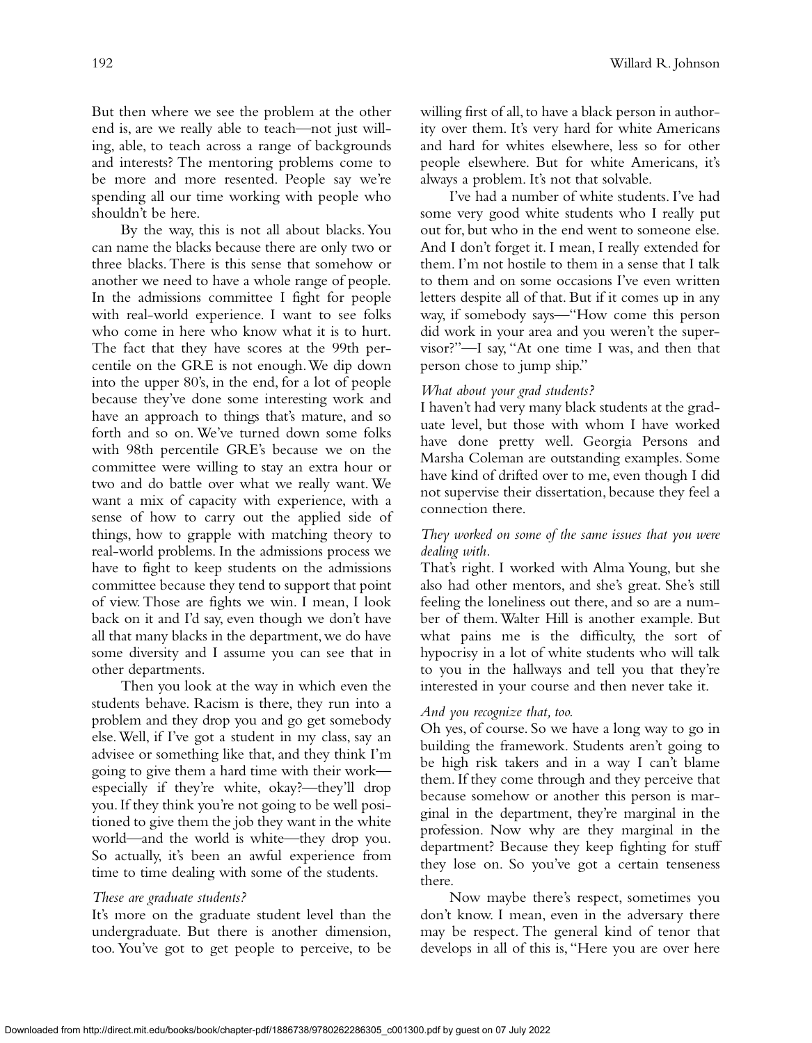But then where we see the problem at the other end is, are we really able to teach—not just willing, able, to teach across a range of backgrounds and interests? The mentoring problems come to be more and more resented. People say we're spending all our time working with people who shouldn't be here.

By the way, this is not all about blacks. You can name the blacks because there are only two or three blacks. There is this sense that somehow or another we need to have a whole range of people. In the admissions committee I fight for people with real-world experience. I want to see folks who come in here who know what it is to hurt. The fact that they have scores at the 99th percentile on the GRE is not enough. We dip down into the upper 80's, in the end, for a lot of people because they've done some interesting work and have an approach to things that's mature, and so forth and so on. We've turned down some folks with 98th percentile GRE's because we on the committee were willing to stay an extra hour or two and do battle over what we really want. We want a mix of capacity with experience, with a sense of how to carry out the applied side of things, how to grapple with matching theory to real-world problems. In the admissions process we have to fight to keep students on the admissions committee because they tend to support that point of view. Those are fights we win. I mean, I look back on it and I'd say, even though we don't have all that many blacks in the department, we do have some diversity and I assume you can see that in other departments.

Then you look at the way in which even the students behave. Racism is there, they run into a problem and they drop you and go get somebody else. Well, if I've got a student in my class, say an advisee or something like that, and they think I'm going to give them a hard time with their work—especially if they're white, okay?—they'll drop you. If they think you're not going to be well positioned to give them the job they want in the white world—and the world is white—they drop you. So actually, it's been an awful experience from time to time dealing with some of the students.

*These are graduate students?*

It's more on the graduate student level than the undergraduate. But there is another dimension, too. You've got to get people to perceive, to be willing first of all, to have a black person in authority over them. It's very hard for white Americans and hard for whites elsewhere, less so for other people elsewhere. But for white Americans, it's always a problem. It's not that solvable.

I've had a number of white students. I've had some very good white students who I really put out for, but who in the end went to someone else. And I don't forget it. I mean, I really extended for them. I'm not hostile to them in a sense that I talk to them and on some occasions I've even written letters despite all of that. But if it comes up in any way, if somebody says—"How come this person did work in your area and you weren't the supervisor?"—I say, "At one time I was, and then that person chose to jump ship."

*What about your grad students?*

I haven't had very many black students at the graduate level, but those with whom I have worked have done pretty well. Georgia Persons and Marsha Coleman are outstanding examples. Some have kind of drifted over to me, even though I did not supervise their dissertation, because they feel a connection there.

*They worked on some of the same issues that you were dealing with.*

That's right. I worked with Alma Young, but she also had other mentors, and she's great. She's still feeling the loneliness out there, and so are a number of them. Walter Hill is another example. But what pains me is the difficulty, the sort of hypocrisy in a lot of white students who will talk to you in the hallways and tell you that they're interested in your course and then never take it.

*And you recognize that, too.*

Oh yes, of course. So we have a long way to go in building the framework. Students aren't going to be high risk takers and in a way I can't blame them. If they come through and they perceive that because somehow or another this person is marginal in the department, they're marginal in the profession. Now why are they marginal in the department? Because they keep fighting for stuff they lose on. So you've got a certain tenseness there.

Now maybe there's respect, sometimes you don't know. I mean, even in the adversary there may be respect. The general kind of tenor that develops in all of this is, "Here you are over here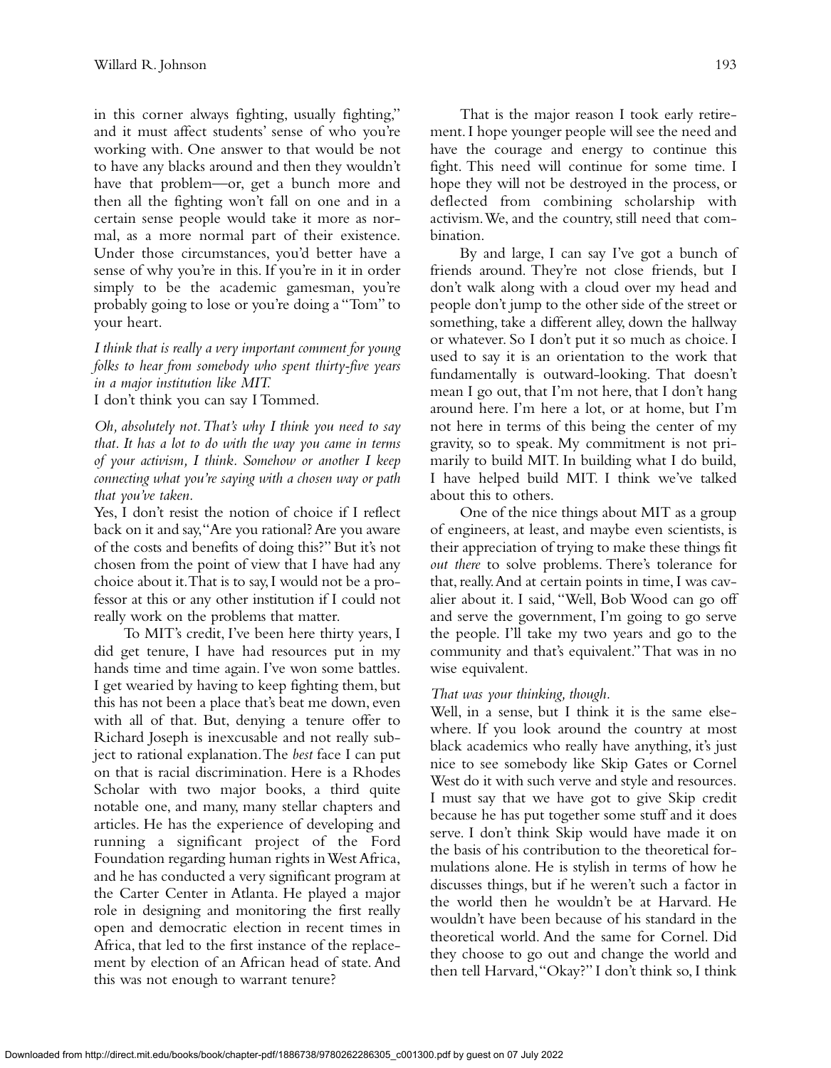in this corner always fighting, usually fighting," and it must affect students' sense of who you're working with. One answer to that would be not to have any blacks around and then they wouldn't have that problem—or, get a bunch more and then all the fighting won't fall on one and in a certain sense people would take it more as normal, as a more normal part of their existence. Under those circumstances, you'd better have a sense of why you're in this. If you're in it in order simply to be the academic gamesman, you're probably going to lose or you're doing a "Tom" to your heart.

*I think that is really a very important comment for young folks to hear from somebody who spent thirty-five years in a major institution like MIT.*

I don't think you can say I Tommed.

*Oh, absolutely not. That's why I think you need to say that. It has a lot to do with the way you came in terms of your activism, I think. Somehow or another I keep connecting what you're saying with a chosen way or path that you've taken.*

Yes, I don't resist the notion of choice if I reflect back on it and say, "Are you rational? Are you aware of the costs and benefits of doing this?" But it's not chosen from the point of view that I have had any choice about it. That is to say, I would not be a professor at this or any other institution if I could not really work on the problems that matter.

To MIT's credit, I've been here thirty years, I did get tenure, I have had resources put in my hands time and time again. I've won some battles. I get wearied by having to keep fighting them, but this has not been a place that's beat me down, even with all of that. But, denying a tenure offer to Richard Joseph is inexcusable and not really subject to rational explanation. The *best* face I can put on that is racial discrimination. Here is a Rhodes Scholar with two major books, a third quite notable one, and many, many stellar chapters and articles. He has the experience of developing and running a significant project of the Ford Foundation regarding human rights in West Africa, and he has conducted a very significant program at the Carter Center in Atlanta. He played a major role in designing and monitoring the first really open and democratic election in recent times in Africa, that led to the first instance of the replacement by election of an African head of state. And this was not enough to warrant tenure?

That is the major reason I took early retirement. I hope younger people will see the need and have the courage and energy to continue this fight. This need will continue for some time. I hope they will not be destroyed in the process, or deflected from combining scholarship with activism. We, and the country, still need that combination.

By and large, I can say I've got a bunch of friends around. They're not close friends, but I don't walk along with a cloud over my head and people don't jump to the other side of the street or something, take a different alley, down the hallway or whatever. So I don't put it so much as choice. I used to say it is an orientation to the work that fundamentally is outward-looking. That doesn't mean I go out, that I'm not here, that I don't hang around here. I'm here a lot, or at home, but I'm not here in terms of this being the center of my gravity, so to speak. My commitment is not primarily to build MIT. In building what I do build, I have helped build MIT. I think we've talked about this to others.

One of the nice things about MIT as a group of engineers, at least, and maybe even scientists, is their appreciation of trying to make these things fit *out there* to solve problems. There's tolerance for that, really. And at certain points in time, I was cavalier about it. I said, "Well, Bob Wood can go off and serve the government, I'm going to go serve the people. I'll take my two years and go to the community and that's equivalent." That was in no wise equivalent.

*That was your thinking, though.*

Well, in a sense, but I think it is the same elsewhere. If you look around the country at most black academics who really have anything, it's just nice to see somebody like Skip Gates or Cornel West do it with such verve and style and resources. I must say that we have got to give Skip credit because he has put together some stuff and it does serve. I don't think Skip would have made it on the basis of his contribution to the theoretical formulations alone. He is stylish in terms of how he discusses things, but if he weren't such a factor in the world then he wouldn't be at Harvard. He wouldn't have been because of his standard in the theoretical world. And the same for Cornel. Did they choose to go out and change the world and then tell Harvard, "Okay?" I don't think so, I think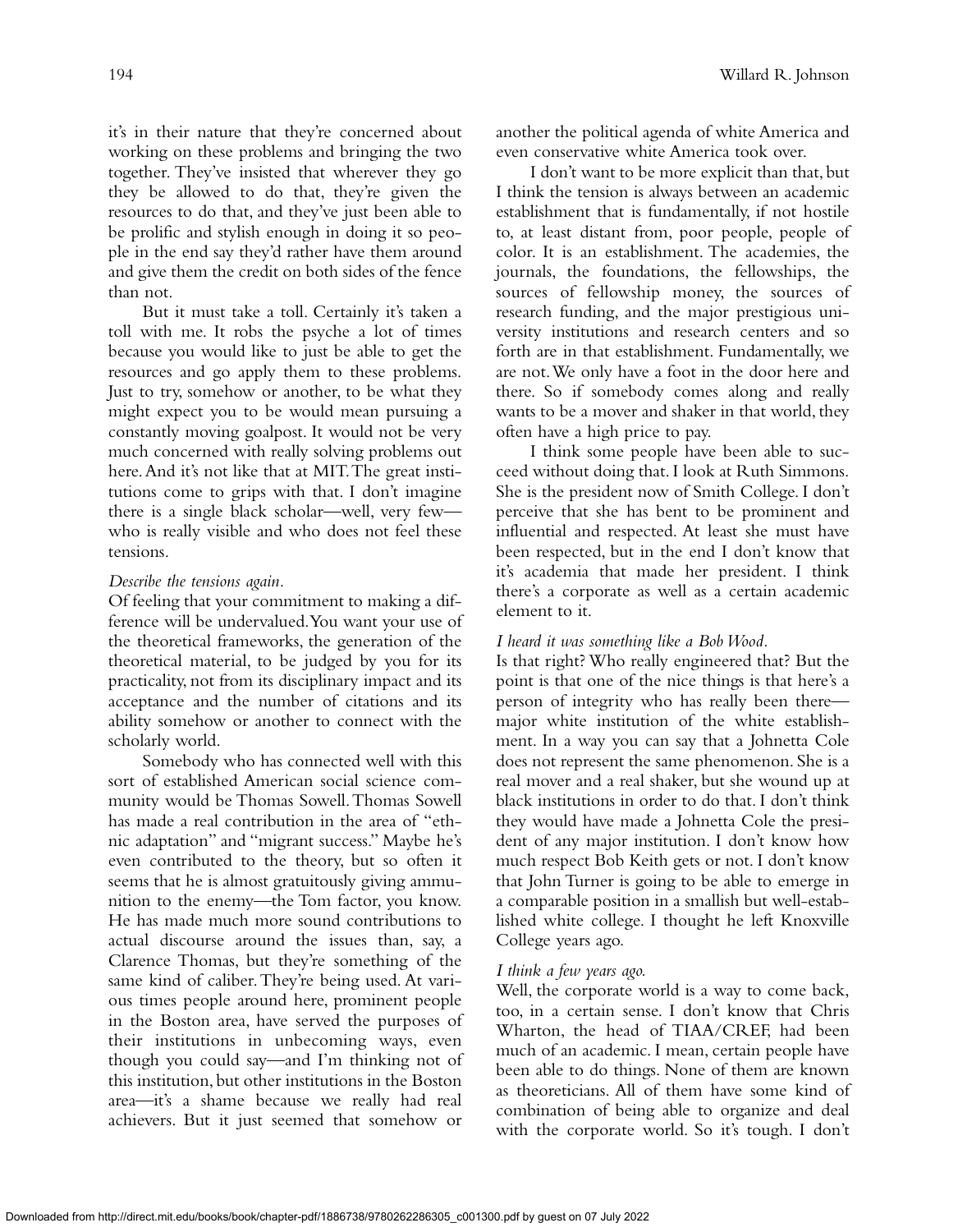it's in their nature that they're concerned about working on these problems and bringing the two together. They've insisted that wherever they go they be allowed to do that, they're given the resources to do that, and they've just been able to be prolific and stylish enough in doing it so people in the end say they'd rather have them around and give them the credit on both sides of the fence than not.

But it must take a toll. Certainly it's taken a toll with me. It robs the psyche a lot of times because you would like to just be able to get the resources and go apply them to these problems. Just to try, somehow or another, to be what they might expect you to be would mean pursuing a constantly moving goalpost. It would not be very much concerned with really solving problems out here. And it's not like that at MIT. The great institutions come to grips with that. I don't imagine there is a single black scholar—well, very few—who is really visible and who does not feel these tensions.

*Describe the tensions again.*

Of feeling that your commitment to making a difference will be undervalued. You want your use of the theoretical frameworks, the generation of the theoretical material, to be judged by you for its practicality, not from its disciplinary impact and its acceptance and the number of citations and its ability somehow or another to connect with the scholarly world.

Somebody who has connected well with this sort of established American social science community would be Thomas Sowell. Thomas Sowell has made a real contribution in the area of "ethnic adaptation" and "migrant success." Maybe he's even contributed to the theory, but so often it seems that he is almost gratuitously giving ammunition to the enemy—the Tom factor, you know. He has made much more sound contributions to actual discourse around the issues than, say, a Clarence Thomas, but they're something of the same kind of caliber. They're being used. At various times people around here, prominent people in the Boston area, have served the purposes of their institutions in unbecoming ways, even though you could say—and I'm thinking not of this institution, but other institutions in the Boston area—it's a shame because we really had real achievers. But it just seemed that somehow or another the political agenda of white America and even conservative white America took over.

I don't want to be more explicit than that, but I think the tension is always between an academic establishment that is fundamentally, if not hostile to, at least distant from, poor people, people of color. It is an establishment. The academies, the journals, the foundations, the fellowships, the sources of fellowship money, the sources of research funding, and the major prestigious university institutions and research centers and so forth are in that establishment. Fundamentally, we are not. We only have a foot in the door here and there. So if somebody comes along and really wants to be a mover and shaker in that world, they often have a high price to pay.

I think some people have been able to succeed without doing that. I look at Ruth Simmons. She is the president now of Smith College. I don't perceive that she has bent to be prominent and influential and respected. At least she must have been respected, but in the end I don't know that it's academia that made her president. I think there's a corporate as well as a certain academic element to it.

*I heard it was something like a Bob Wood.*

Is that right? Who really engineered that? But the point is that one of the nice things is that here's a person of integrity who has really been there—major white institution of the white establishment. In a way you can say that a Johnetta Cole does not represent the same phenomenon. She is a real mover and a real shaker, but she wound up at black institutions in order to do that. I don't think they would have made a Johnetta Cole the president of any major institution. I don't know how much respect Bob Keith gets or not. I don't know that John Turner is going to be able to emerge in a comparable position in a smallish but well-established white college. I thought he left Knoxville College years ago.

*I think a few years ago.*

Well, the corporate world is a way to come back, too, in a certain sense. I don't know that Chris Wharton, the head of TIAA/CREF, had been much of an academic. I mean, certain people have been able to do things. None of them are known as theoreticians. All of them have some kind of combination of being able to organize and deal with the corporate world. So it's tough. I don't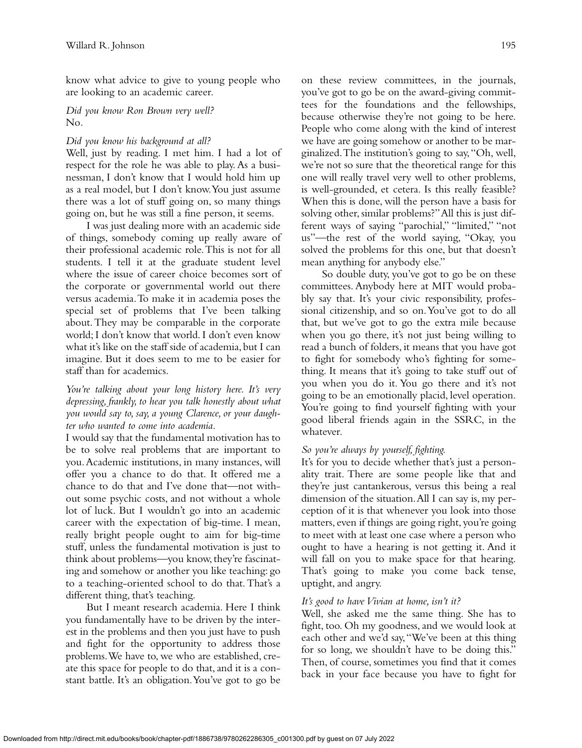know what advice to give to young people who are looking to an academic career.

*Did you know Ron Brown very well?*
No.

*Did you know his background at all?*
Well, just by reading. I met him. I had a lot of respect for the role he was able to play. As a businessman, I don't know that I would hold him up as a real model, but I don't know. You just assume there was a lot of stuff going on, so many things going on, but he was still a fine person, it seems.

I was just dealing more with an academic side of things, somebody coming up really aware of their professional academic role. This is not for all students. I tell it at the graduate student level where the issue of career choice becomes sort of the corporate or governmental world out there versus academia. To make it in academia poses the special set of problems that I've been talking about. They may be comparable in the corporate world; I don't know that world. I don't even know what it's like on the staff side of academia, but I can imagine. But it does seem to me to be easier for staff than for academics.

*You're talking about your long history here. It's very depressing, frankly, to hear you talk honestly about what you would say to, say, a young Clarence, or your daughter who wanted to come into academia.*
I would say that the fundamental motivation has to be to solve real problems that are important to you. Academic institutions, in many instances, will offer you a chance to do that. It offered me a chance to do that and I've done that—not without some psychic costs, and not without a whole lot of luck. But I wouldn't go into an academic career with the expectation of big-time. I mean, really bright people ought to aim for big-time stuff, unless the fundamental motivation is just to think about problems—you know, they're fascinating and somehow or another you like teaching: go to a teaching-oriented school to do that. That's a different thing, that's teaching.

But I meant research academia. Here I think you fundamentally have to be driven by the interest in the problems and then you just have to push and fight for the opportunity to address those problems. We have to, we who are established, create this space for people to do that, and it is a constant battle. It's an obligation. You've got to go be on these review committees, in the journals, you've got to go be on the award-giving committees for the foundations and the fellowships, because otherwise they're not going to be here. People who come along with the kind of interest we have are going somehow or another to be marginalized. The institution's going to say, "Oh, well, we're not so sure that the theoretical range for this one will really travel very well to other problems, is well-grounded, et cetera. Is this really feasible? When this is done, will the person have a basis for solving other, similar problems?" All this is just different ways of saying "parochial," "limited," "not us"—the rest of the world saying, "Okay, you solved the problems for this one, but that doesn't mean anything for anybody else."

So double duty, you've got to go be on these committees. Anybody here at MIT would probably say that. It's your civic responsibility, professional citizenship, and so on. You've got to do all that, but we've got to go the extra mile because when you go there, it's not just being willing to read a bunch of folders, it means that you have got to fight for somebody who's fighting for something. It means that it's going to take stuff out of you when you do it. You go there and it's not going to be an emotionally placid, level operation. You're going to find yourself fighting with your good liberal friends again in the SSRC, in the whatever.

*So you're always by yourself, fighting.*
It's for you to decide whether that's just a personality trait. There are some people like that and they're just cantankerous, versus this being a real dimension of the situation. All I can say is, my perception of it is that whenever you look into those matters, even if things are going right, you're going to meet with at least one case where a person who ought to have a hearing is not getting it. And it will fall on you to make space for that hearing. That's going to make you come back tense, uptight, and angry.

*It's good to have Vivian at home, isn't it?*
Well, she asked me the same thing. She has to fight, too. Oh my goodness, and we would look at each other and we'd say, "We've been at this thing for so long, we shouldn't have to be doing this." Then, of course, sometimes you find that it comes back in your face because you have to fight for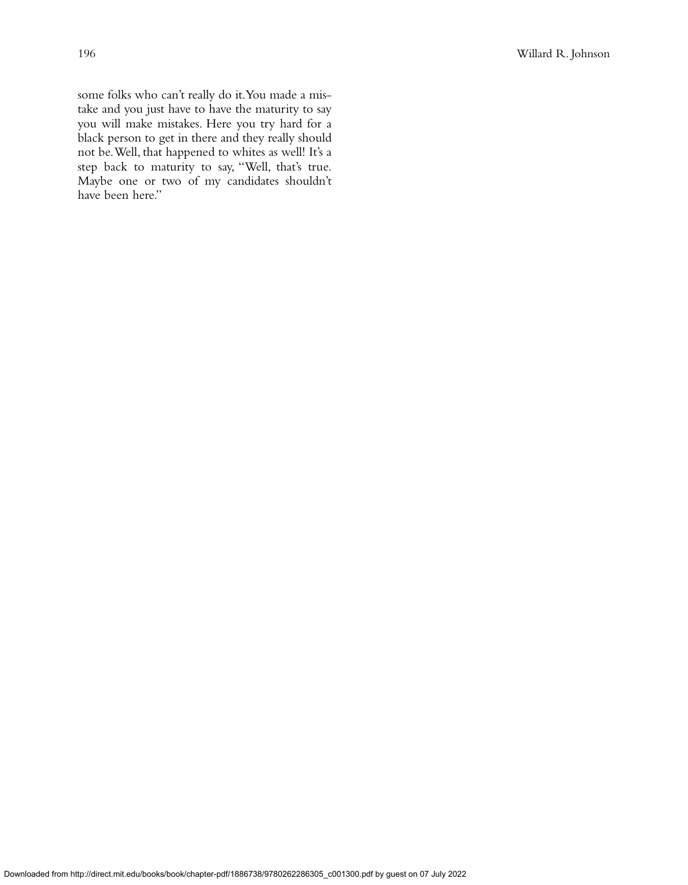some folks who can't really do it. You made a mistake and you just have to have the maturity to say you will make mistakes. Here you try hard for a black person to get in there and they really should not be. Well, that happened to whites as well! It's a step back to maturity to say, "Well, that's true. Maybe one or two of my candidates shouldn't have been here."